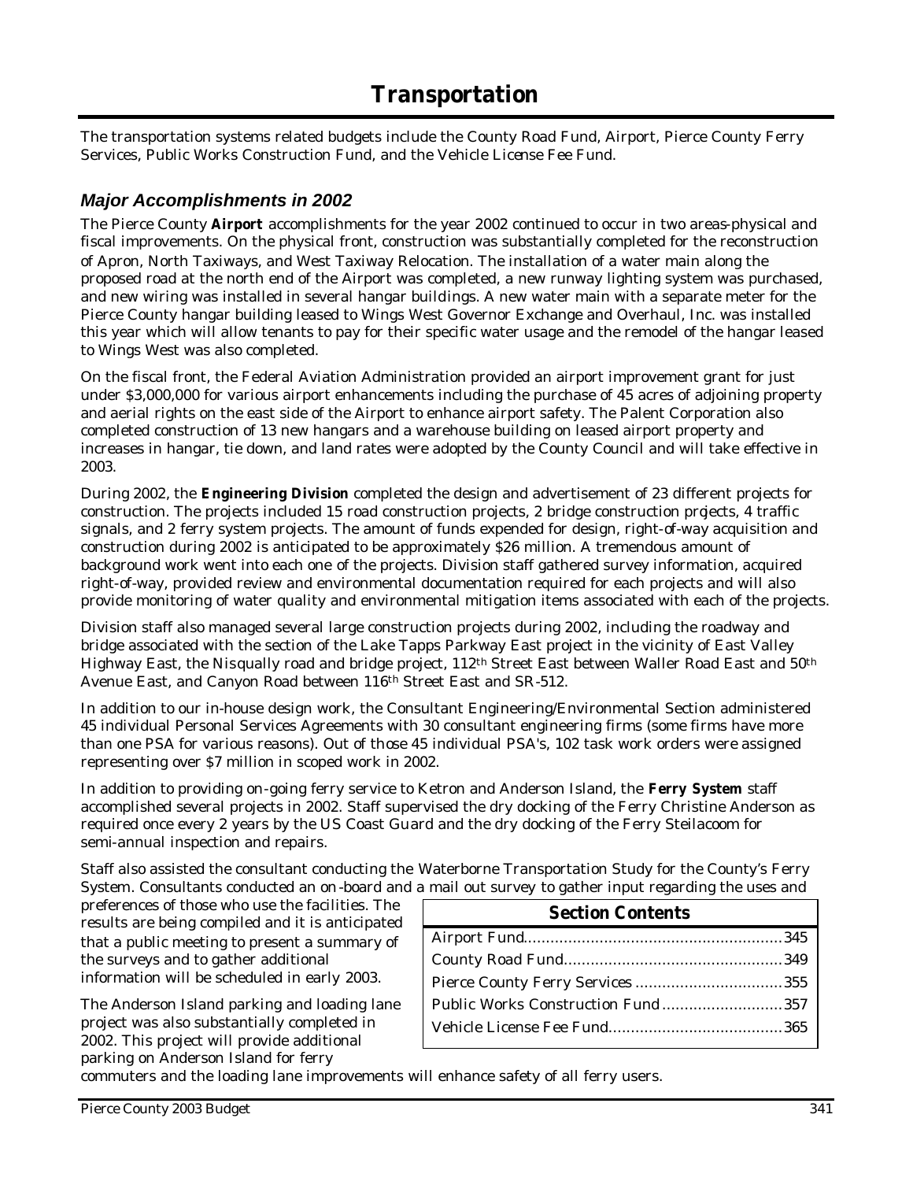# Transportation

The transportation systems related budgets include the County Road Fund, Airport, Pierce County Ferry Services, Public Works Construction Fund, and the Vehicle License Fee Fund.

## *Major Accomplishments in 2002*

The Pierce County **Airport** accomplishments for the year 2002 continued to occur in two areas-physical and fiscal improvements. On the physical front, construction was substantially completed for the reconstruction of Apron, North Taxiways, and West Taxiway Relocation. The installation of a water main along the proposed road at the north end of the Airport was completed, a new runway lighting system was purchased, and new wiring was installed in several hangar buildings. A new water main with a separate meter for the Pierce County hangar building leased to Wings West Governor Exchange and Overhaul, Inc. was installed this year which will allow tenants to pay for their specific water usage and the remodel of the hangar leased to Wings West was also completed.

On the fiscal front, the Federal Aviation Administration provided an airport improvement grant for just under $3,000,000 for various airport enhancements including the purchase of 45 acres of adjoining property and aerial rights on the east side of the Airport to enhance airport safety. The Palent Corporation also completed construction of 13 new hangars and a warehouse building on leased airport property and increases in hangar, tie down, and land rates were adopted by the County Council and will take effective in 2003.

During 2002, the **Engineering Division** completed the design and advertisement of 23 different projects for construction. The projects included 15 road construction projects, 2 bridge construction projects, 4 traffic signals, and 2 ferry system projects. The amount of funds expended for design, right-of-way acquisition and construction during 2002 is anticipated to be approximately $26 million. A tremendous amount of background work went into each one of the projects. Division staff gathered survey information, acquired right-of-way, provided review and environmental documentation required for each projects and will also provide monitoring of water quality and environmental mitigation items associated with each of the projects.

Division staff also managed several large construction projects during 2002, including the roadway and bridge associated with the section of the Lake Tapps Parkway East project in the vicinity of East Valley Highway East, the Nisqually road and bridge project, 112th Street East between Waller Road East and 50th Avenue East, and Canyon Road between 116th Street East and SR-512.

In addition to our in-house design work, the Consultant Engineering/Environmental Section administered 45 individual Personal Services Agreements with 30 consultant engineering firms (some firms have more than one PSA for various reasons). Out of those 45 individual PSA's, 102 task work orders were assigned representing over $7 million in scoped work in 2002.

In addition to providing on-going ferry service to Ketron and Anderson Island, the **Ferry System** staff accomplished several projects in 2002. Staff supervised the dry docking of the Ferry Christine Anderson as required once every 2 years by the US Coast Guard and the dry docking of the Ferry Steilacoom for semi-annual inspection and repairs.

Staff also assisted the consultant conducting the Waterborne Transportation Study for the County's Ferry System. Consultants conducted an on-board and a mail out survey to gather input regarding the uses and preferences of those who use the facilities. The results are being compiled and it is anticipated that a public meeting to present a summary of the surveys and to gather additional information will be scheduled in early 2003.

The Anderson Island parking and loading lane project was also substantially completed in 2002. This project will provide additional parking on Anderson Island for ferry commuters and the loading lane improvements will enhance safety of all ferry users.

| Section Contents | |
|---|---|
| Airport Fund | 345 |
| County Road Fund | 349 |
| Pierce County Ferry Services | 355 |
| Public Works Construction Fund | 357 |
| Vehicle License Fee Fund | 365 |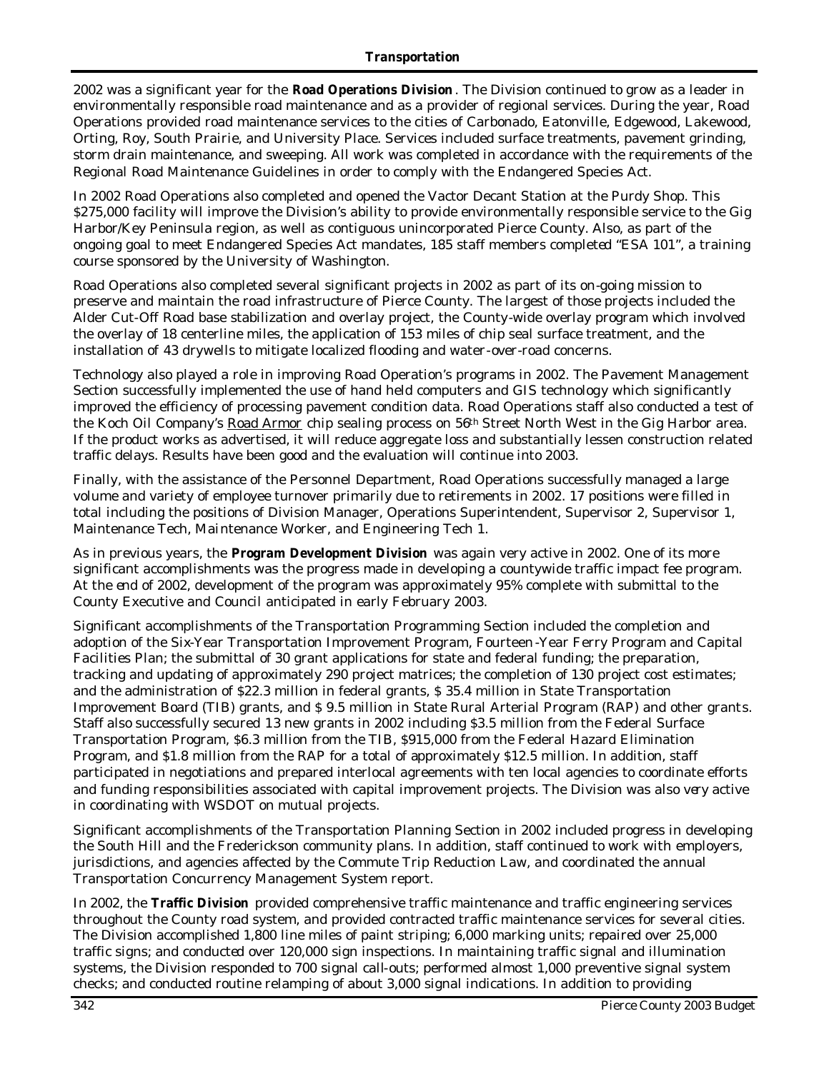2002 was a significant year for the **Road Operations Division**. The Division continued to grow as a leader in environmentally responsible road maintenance and as a provider of regional services. During the year, Road Operations provided road maintenance services to the cities of Carbonado, Eatonville, Edgewood, Lakewood, Orting, Roy, South Prairie, and University Place. Services included surface treatments, pavement grinding, storm drain maintenance, and sweeping. All work was completed in accordance with the requirements of the Regional Road Maintenance Guidelines in order to comply with the Endangered Species Act.

In 2002 Road Operations also completed and opened the Vactor Decant Station at the Purdy Shop. This $275,000 facility will improve the Division's ability to provide environmentally responsible service to the Gig Harbor/Key Peninsula region, as well as contiguous unincorporated Pierce County. Also, as part of the ongoing goal to meet Endangered Species Act mandates, 185 staff members completed "ESA 101", a training course sponsored by the University of Washington.

Road Operations also completed several significant projects in 2002 as part of its on-going mission to preserve and maintain the road infrastructure of Pierce County. The largest of those projects included the Alder Cut-Off Road base stabilization and overlay project, the County-wide overlay program which involved the overlay of 18 centerline miles, the application of 153 miles of chip seal surface treatment, and the installation of 43 drywells to mitigate localized flooding and water-over-road concerns.

Technology also played a role in improving Road Operation's programs in 2002. The Pavement Management Section successfully implemented the use of hand held computers and GIS technology which significantly improved the efficiency of processing pavement condition data. Road Operations staff also conducted a test of the Koch Oil Company's Road Armor chip sealing process on 56th Street North West in the Gig Harbor area. If the product works as advertised, it will reduce aggregate loss and substantially lessen construction related traffic delays. Results have been good and the evaluation will continue into 2003.

Finally, with the assistance of the Personnel Department, Road Operations successfully managed a large volume and variety of employee turnover primarily due to retirements in 2002. 17 positions were filled in total including the positions of Division Manager, Operations Superintendent, Supervisor 2, Supervisor 1, Maintenance Tech, Maintenance Worker, and Engineering Tech 1.

As in previous years, the **Program Development Division** was again very active in 2002. One of its more significant accomplishments was the progress made in developing a countywide traffic impact fee program. At the end of 2002, development of the program was approximately 95% complete with submittal to the County Executive and Council anticipated in early February 2003.

Significant accomplishments of the Transportation Programming Section included the completion and adoption of the Six-Year Transportation Improvement Program, Fourteen-Year Ferry Program and Capital Facilities Plan; the submittal of 30 grant applications for state and federal funding; the preparation, tracking and updating of approximately 290 project matrices; the completion of 130 project cost estimates; and the administration of $22.3 million in federal grants, $ 35.4 million in State Transportation Improvement Board (TIB) grants, and $ 9.5 million in State Rural Arterial Program (RAP) and other grants. Staff also successfully secured 13 new grants in 2002 including $3.5 million from the Federal Surface Transportation Program, $6.3 million from the TIB, $915,000 from the Federal Hazard Elimination Program, and $1.8 million from the RAP for a total of approximately $12.5 million. In addition, staff participated in negotiations and prepared interlocal agreements with ten local agencies to coordinate efforts and funding responsibilities associated with capital improvement projects. The Division was also very active in coordinating with WSDOT on mutual projects.

Significant accomplishments of the Transportation Planning Section in 2002 included progress in developing the South Hill and the Frederickson community plans. In addition, staff continued to work with employers, jurisdictions, and agencies affected by the Commute Trip Reduction Law, and coordinated the annual Transportation Concurrency Management System report.

In 2002, the **Traffic Division** provided comprehensive traffic maintenance and traffic engineering services throughout the County road system, and provided contracted traffic maintenance services for several cities. The Division accomplished 1,800 line miles of paint striping; 6,000 marking units; repaired over 25,000 traffic signs; and conducted over 120,000 sign inspections. In maintaining traffic signal and illumination systems, the Division responded to 700 signal call-outs; performed almost 1,000 preventive signal system checks; and conducted routine relamping of about 3,000 signal indications. In addition to providing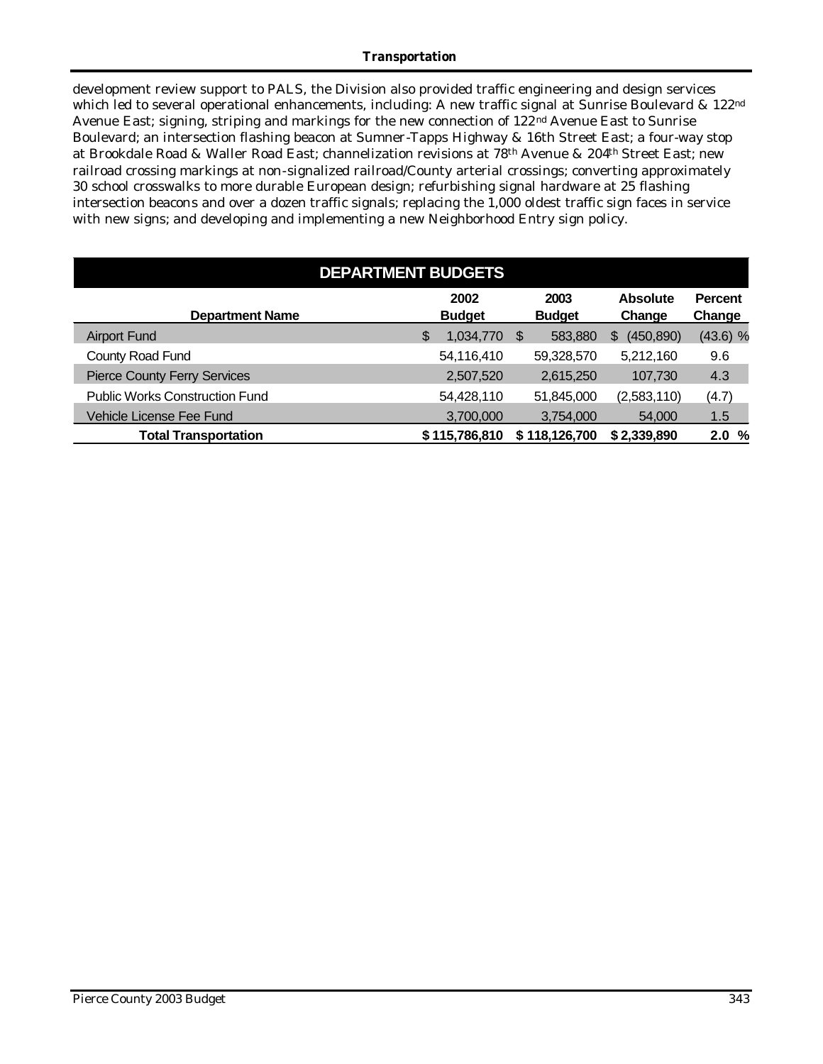development review support to PALS, the Division also provided traffic engineering and design services which led to several operational enhancements, including: A new traffic signal at Sunrise Boulevard & 122nd Avenue East; signing, striping and markings for the new connection of 122nd Avenue East to Sunrise Boulevard; an intersection flashing beacon at Sumner-Tapps Highway & 16th Street East; a four-way stop at Brookdale Road & Waller Road East; channelization revisions at 78th Avenue & 204th Street East; new railroad crossing markings at non-signalized railroad/County arterial crossings; converting approximately 30 school crosswalks to more durable European design; refurbishing signal hardware at 25 flashing intersection beacons and over a dozen traffic signals; replacing the 1,000 oldest traffic sign faces in service with new signs; and developing and implementing a new Neighborhood Entry sign policy.

## DEPARTMENT BUDGETS

| Department Name | 2002 Budget | 2003 Budget | Absolute Change | Percent Change |
|---|---|---|---|---|
| Airport Fund | $ 1,034,770 | $ 583,880 | $ (450,890) | (43.6) % |
| County Road Fund | 54,116,410 | 59,328,570 | 5,212,160 | 9.6 |
| Pierce County Ferry Services | 2,507,520 | 2,615,250 | 107,730 | 4.3 |
| Public Works Construction Fund | 54,428,110 | 51,845,000 | (2,583,110) | (4.7) |
| Vehicle License Fee Fund | 3,700,000 | 3,754,000 | 54,000 | 1.5 |
| **Total Transportation** | **$ 115,786,810** | **$ 118,126,700** | **$ 2,339,890** | **2.0 %** |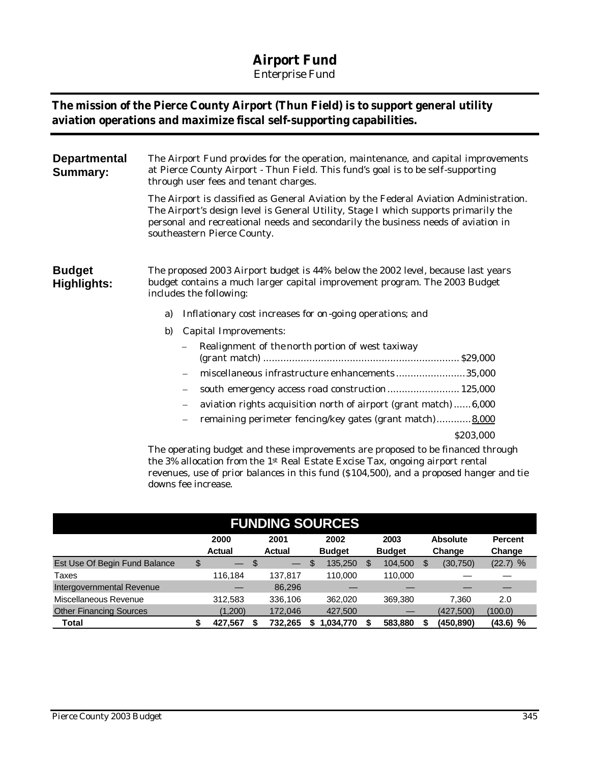# Airport Fund

Enterprise Fund

**The mission of the Pierce County Airport (Thun Field) is to support general utility aviation operations and maximize fiscal self-supporting capabilities.**

**Departmental Summary:**

The Airport Fund provides for the operation, maintenance, and capital improvements at Pierce County Airport - Thun Field. This fund's goal is to be self-supporting through user fees and tenant charges.

The Airport is classified as General Aviation by the Federal Aviation Administration. The Airport's design level is General Utility, Stage I which supports primarily the personal and recreational needs and secondarily the business needs of aviation in southeastern Pierce County.

**Budget Highlights:**

The proposed 2003 Airport budget is 44% below the 2002 level, because last years budget contains a much larger capital improvement program. The 2003 Budget includes the following:

a) Inflationary cost increases for on-going operations; and

b) Capital Improvements:

- Realignment of the north portion of west taxiway (grant match) .................................................................... $29,000
- miscellaneous infrastructure enhancements ........................35,000
- south emergency access road construction ......................... 125,000
- aviation rights acquisition north of airport (grant match) ...... 6,000
- remaining perimeter fencing/key gates (grant match)............ 8,000

$203,000

The operating budget and these improvements are proposed to be financed through the 3% allocation from the 1st Real Estate Excise Tax, ongoing airport rental revenues, use of prior balances in this fund ($104,500), and a proposed hanger and tie downs fee increase.

**FUNDING SOURCES**

| | 2000 Actual | 2001 Actual | 2002 Budget | 2003 Budget | Absolute Change | Percent Change |
|---|---|---|---|---|---|---|
| Est Use Of Begin Fund Balance | $ — | $ — | $ 135,250 | $ 104,500 | $ (30,750) | (22.7) % |
| Taxes | 116,184 | 137,817 | 110,000 | 110,000 | — | — |
| Intergovernmental Revenue | — | 86,296 | — | — | — | — |
| Miscellaneous Revenue | 312,583 | 336,106 | 362,020 | 369,380 | 7,360 | 2.0 |
| Other Financing Sources | (1,200) | 172,046 | 427,500 | — | (427,500) | (100.0) |
| **Total** | **$ 427,567** | **$ 732,265** | **$ 1,034,770** | **$ 583,880** | **$ (450,890)** | **(43.6) %** |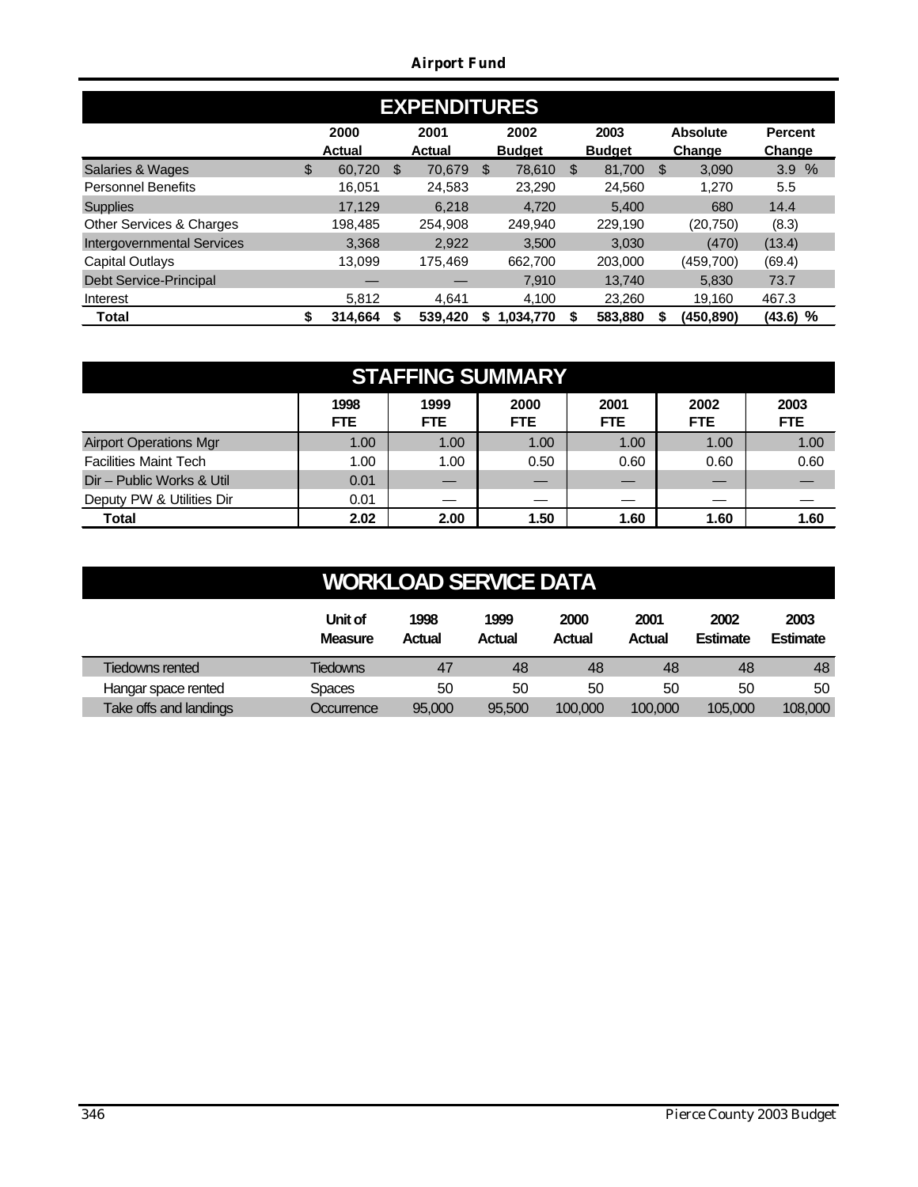# Airport Fund

## EXPENDITURES

| | 2000 Actual | 2001 Actual | 2002 Budget | 2003 Budget | Absolute Change | Percent Change |
|---|---|---|---|---|---|---|
| Salaries & Wages | $ 60,720 | $ 70,679 | $ 78,610 | $ 81,700 | $ 3,090 | 3.9 % |
| Personnel Benefits | 16,051 | 24,583 | 23,290 | 24,560 | 1,270 | 5.5 |
| Supplies | 17,129 | 6,218 | 4,720 | 5,400 | 680 | 14.4 |
| Other Services & Charges | 198,485 | 254,908 | 249,940 | 229,190 | (20,750) | (8.3) |
| Intergovernmental Services | 3,368 | 2,922 | 3,500 | 3,030 | (470) | (13.4) |
| Capital Outlays | 13,099 | 175,469 | 662,700 | 203,000 | (459,700) | (69.4) |
| Debt Service-Principal | — | — | 7,910 | 13,740 | 5,830 | 73.7 |
| Interest | 5,812 | 4,641 | 4,100 | 23,260 | 19,160 | 467.3 |
| **Total** | **$ 314,664** | **$ 539,420** | **$ 1,034,770** | **$ 583,880** | **$ (450,890)** | **(43.6) %** |

## STAFFING SUMMARY

| | 1998 FTE | 1999 FTE | 2000 FTE | 2001 FTE | 2002 FTE | 2003 FTE |
|---|---|---|---|---|---|---|
| Airport Operations Mgr | 1.00 | 1.00 | 1.00 | 1.00 | 1.00 | 1.00 |
| Facilities Maint Tech | 1.00 | 1.00 | 0.50 | 0.60 | 0.60 | 0.60 |
| Dir – Public Works & Util | 0.01 | — | — | — | — | — |
| Deputy PW & Utilities Dir | 0.01 | — | — | — | — | — |
| **Total** | **2.02** | **2.00** | **1.50** | **1.60** | **1.60** | **1.60** |

## WORKLOAD SERVICE DATA

| | Unit of Measure | 1998 Actual | 1999 Actual | 2000 Actual | 2001 Actual | 2002 Estimate | 2003 Estimate |
|---|---|---|---|---|---|---|---|
| Tiedowns rented | Tiedowns | 47 | 48 | 48 | 48 | 48 | 48 |
| Hangar space rented | Spaces | 50 | 50 | 50 | 50 | 50 | 50 |
| Take offs and landings | Occurrence | 95,000 | 95,500 | 100,000 | 100,000 | 105,000 | 108,000 |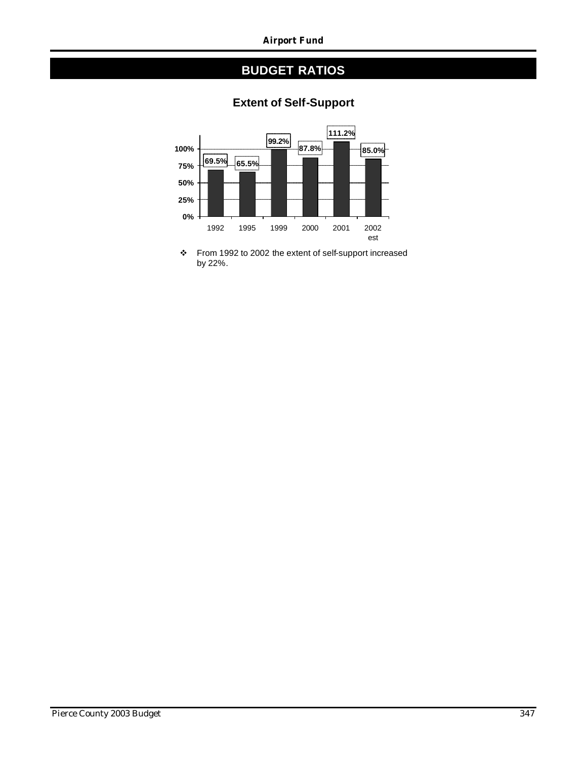## BUDGET RATIOS

### Extent of Self-Support

| Year | Extent of Self-Support |
|---|---|
| 1992 | 69.5% |
| 1995 | 65.5% |
| 1999 | 99.2% |
| 2000 | 87.8% |
| 2001 | 111.2% |
| 2002 est | 85.0% |

- From 1992 to 2002 the extent of self-support increased by 22%.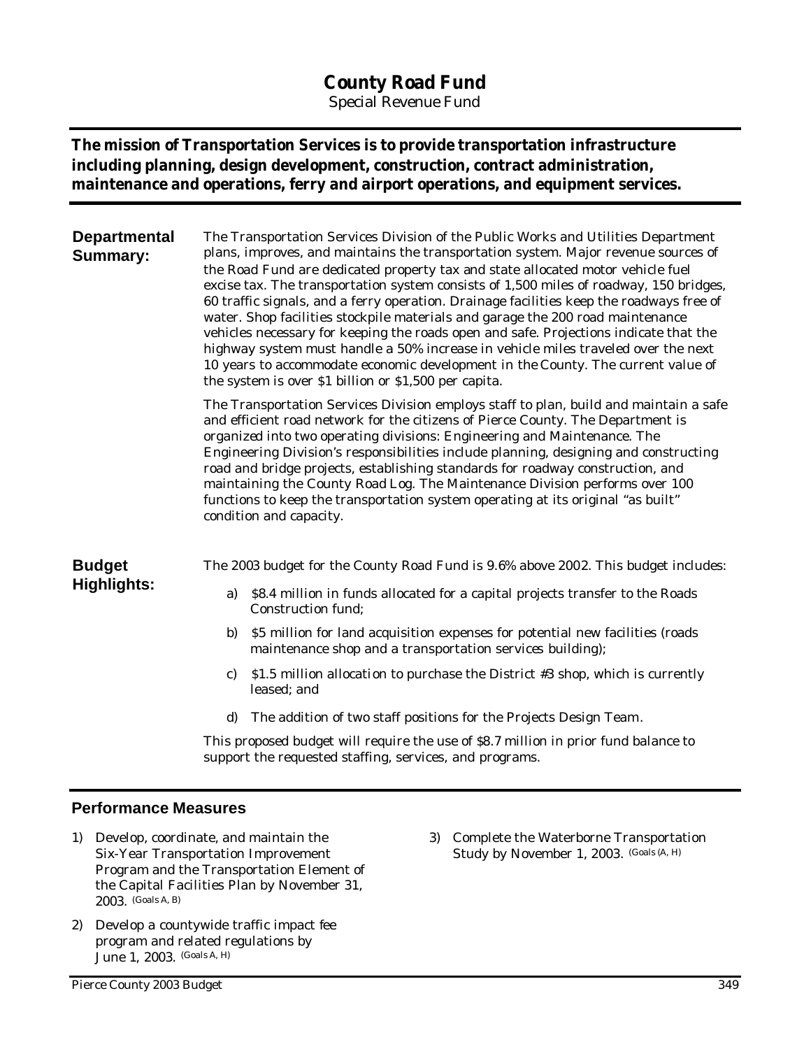# County Road Fund

Special Revenue Fund

**The mission of Transportation Services is to provide transportation infrastructure including planning, design development, construction, contract administration, maintenance and operations, ferry and airport operations, and equipment services.**

## Departmental Summary:

The Transportation Services Division of the Public Works and Utilities Department plans, improves, and maintains the transportation system. Major revenue sources of the Road Fund are dedicated property tax and state allocated motor vehicle fuel excise tax. The transportation system consists of 1,500 miles of roadway, 150 bridges, 60 traffic signals, and a ferry operation. Drainage facilities keep the roadways free of water. Shop facilities stockpile materials and garage the 200 road maintenance vehicles necessary for keeping the roads open and safe. Projections indicate that the highway system must handle a 50% increase in vehicle miles traveled over the next 10 years to accommodate economic development in the County. The current value of the system is over $1 billion or $1,500 per capita.

The Transportation Services Division employs staff to plan, build and maintain a safe and efficient road network for the citizens of Pierce County. The Department is organized into two operating divisions: Engineering and Maintenance. The Engineering Division's responsibilities include planning, designing and constructing road and bridge projects, establishing standards for roadway construction, and maintaining the County Road Log. The Maintenance Division performs over 100 functions to keep the transportation system operating at its original "as built" condition and capacity.

## Budget Highlights:

The 2003 budget for the County Road Fund is 9.6% above 2002. This budget includes:

a) $8.4 million in funds allocated for a capital projects transfer to the Roads Construction fund;

b) $5 million for land acquisition expenses for potential new facilities (roads maintenance shop and a transportation services building);

c) $1.5 million allocation to purchase the District #3 shop, which is currently leased; and

d) The addition of two staff positions for the Projects Design Team.

This proposed budget will require the use of $8.7 million in prior fund balance to support the requested staffing, services, and programs.

## Performance Measures

1) Develop, coordinate, and maintain the Six-Year Transportation Improvement Program and the Transportation Element of the Capital Facilities Plan by November 31, 2003. (Goals A, B)

2) Develop a countywide traffic impact fee program and related regulations by June 1, 2003. (Goals A, H)

3) Complete the Waterborne Transportation Study by November 1, 2003. (Goals (A, H)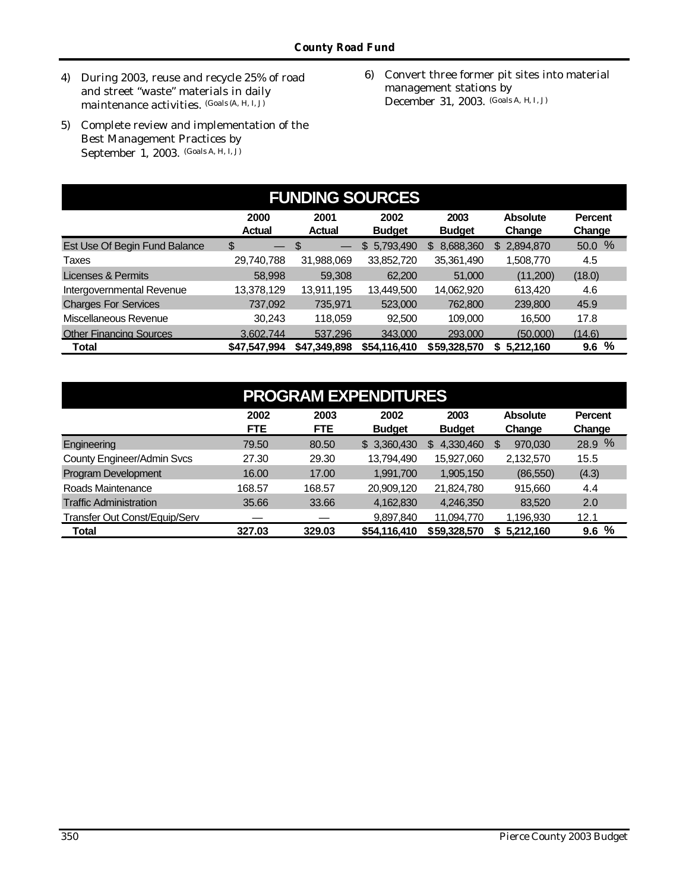4) During 2003, reuse and recycle 25% of road and street "waste" materials in daily maintenance activities. (Goals (A, H, I, J)

5) Complete review and implementation of the Best Management Practices by September 1, 2003. (Goals A, H, I, J)

6) Convert three former pit sites into material management stations by December 31, 2003. (Goals A, H, I, J)

## FUNDING SOURCES

| | 2000 Actual | 2001 Actual | 2002 Budget | 2003 Budget | Absolute Change | Percent Change |
|---|---|---|---|---|---|---|
| Est Use Of Begin Fund Balance | $ — | $ — | $ 5,793,490 | $ 8,688,360 | $ 2,894,870 | 50.0 % |
| Taxes | 29,740,788 | 31,988,069 | 33,852,720 | 35,361,490 | 1,508,770 | 4.5 |
| Licenses & Permits | 58,998 | 59,308 | 62,200 | 51,000 | (11,200) | (18.0) |
| Intergovernmental Revenue | 13,378,129 | 13,911,195 | 13,449,500 | 14,062,920 | 613,420 | 4.6 |
| Charges For Services | 737,092 | 735,971 | 523,000 | 762,800 | 239,800 | 45.9 |
| Miscellaneous Revenue | 30,243 | 118,059 | 92,500 | 109,000 | 16,500 | 17.8 |
| Other Financing Sources | 3,602,744 | 537,296 | 343,000 | 293,000 | (50,000) | (14.6) |
| **Total** | **$47,547,994** | **$47,349,898** | **$54,116,410** | **$59,328,570** | **$ 5,212,160** | **9.6 %** |

## PROGRAM EXPENDITURES

| | 2002 FTE | 2003 FTE | 2002 Budget | 2003 Budget | Absolute Change | Percent Change |
|---|---|---|---|---|---|---|
| Engineering | 79.50 | 80.50 | $ 3,360,430 | $ 4,330,460 | $ 970,030 | 28.9 % |
| County Engineer/Admin Svcs | 27.30 | 29.30 | 13,794,490 | 15,927,060 | 2,132,570 | 15.5 |
| Program Development | 16.00 | 17.00 | 1,991,700 | 1,905,150 | (86,550) | (4.3) |
| Roads Maintenance | 168.57 | 168.57 | 20,909,120 | 21,824,780 | 915,660 | 4.4 |
| Traffic Administration | 35.66 | 33.66 | 4,162,830 | 4,246,350 | 83,520 | 2.0 |
| Transfer Out Const/Equip/Serv | — | — | 9,897,840 | 11,094,770 | 1,196,930 | 12.1 |
| **Total** | **327.03** | **329.03** | **$54,116,410** | **$59,328,570** | **$ 5,212,160** | **9.6 %** |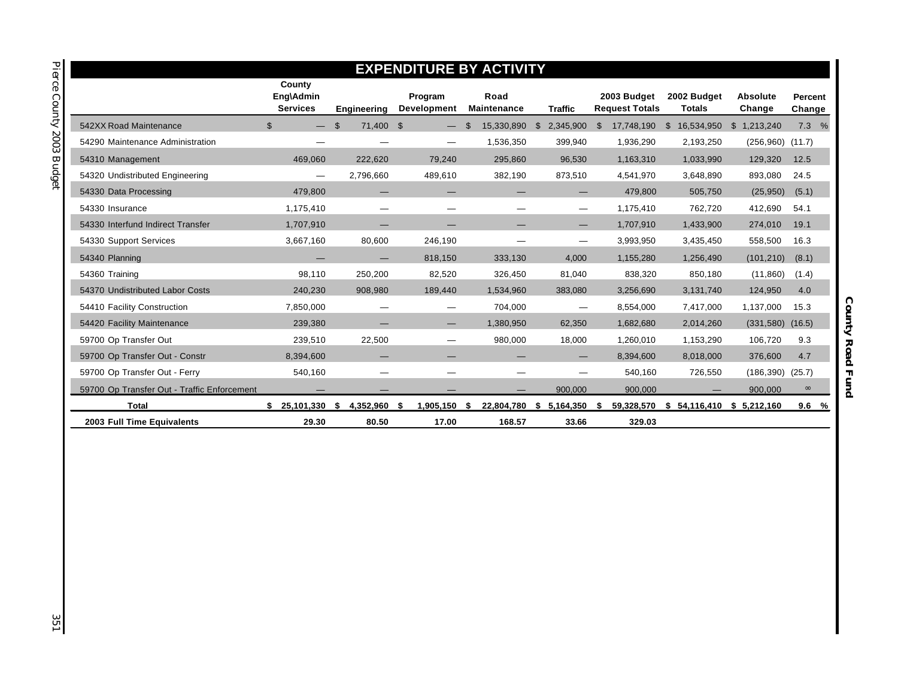## EXPENDITURE BY ACTIVITY

| | County Eng\Admin Services | Engineering | Program Development | Road Maintenance | Traffic | 2003 Budget Request Totals | 2002 Budget Totals | Absolute Change | Percent Change |
|---|---|---|---|---|---|---|---|---|---|
| 542XX Road Maintenance | $ — | $ 71,400 | $ — | $ 15,330,890 | $ 2,345,900 | $ 17,748,190 | $ 16,534,950 | $ 1,213,240 | 7.3 % |
| 54290 Maintenance Administration | — | — | — | 1,536,350 | 399,940 | 1,936,290 | 2,193,250 | (256,960) | (11.7) |
| 54310 Management | 469,060 | 222,620 | 79,240 | 295,860 | 96,530 | 1,163,310 | 1,033,990 | 129,320 | 12.5 |
| 54320 Undistributed Engineering | — | 2,796,660 | 489,610 | 382,190 | 873,510 | 4,541,970 | 3,648,890 | 893,080 | 24.5 |
| 54330 Data Processing | 479,800 | — | — | — | — | 479,800 | 505,750 | (25,950) | (5.1) |
| 54330 Insurance | 1,175,410 | — | — | — | — | 1,175,410 | 762,720 | 412,690 | 54.1 |
| 54330 Interfund Indirect Transfer | 1,707,910 | — | — | — | — | 1,707,910 | 1,433,900 | 274,010 | 19.1 |
| 54330 Support Services | 3,667,160 | 80,600 | 246,190 | — | — | 3,993,950 | 3,435,450 | 558,500 | 16.3 |
| 54340 Planning | — | — | 818,150 | 333,130 | 4,000 | 1,155,280 | 1,256,490 | (101,210) | (8.1) |
| 54360 Training | 98,110 | 250,200 | 82,520 | 326,450 | 81,040 | 838,320 | 850,180 | (11,860) | (1.4) |
| 54370 Undistributed Labor Costs | 240,230 | 908,980 | 189,440 | 1,534,960 | 383,080 | 3,256,690 | 3,131,740 | 124,950 | 4.0 |
| 54410 Facility Construction | 7,850,000 | — | — | 704,000 | — | 8,554,000 | 7,417,000 | 1,137,000 | 15.3 |
| 54420 Facility Maintenance | 239,380 | — | — | 1,380,950 | 62,350 | 1,682,680 | 2,014,260 | (331,580) | (16.5) |
| 59700 Op Transfer Out | 239,510 | 22,500 | — | 980,000 | 18,000 | 1,260,010 | 1,153,290 | 106,720 | 9.3 |
| 59700 Op Transfer Out - Constr | 8,394,600 | — | — | — | — | 8,394,600 | 8,018,000 | 376,600 | 4.7 |
| 59700 Op Transfer Out - Ferry | 540,160 | — | — | — | — | 540,160 | 726,550 | (186,390) | (25.7) |
| 59700 Op Transfer Out - Traffic Enforcement | — | — | — | — | 900,000 | 900,000 | — | 900,000 | ∞ |
| **Total** | **$ 25,101,330** | **$ 4,352,960** | **$ 1,905,150** | **$ 22,804,780** | **$ 5,164,350** | **$ 59,328,570** | **$ 54,116,410** | **$ 5,212,160** | **9.6 %** |
| **2003 Full Time Equivalents** | **29.30** | **80.50** | **17.00** | **168.57** | **33.66** | **329.03** | | | |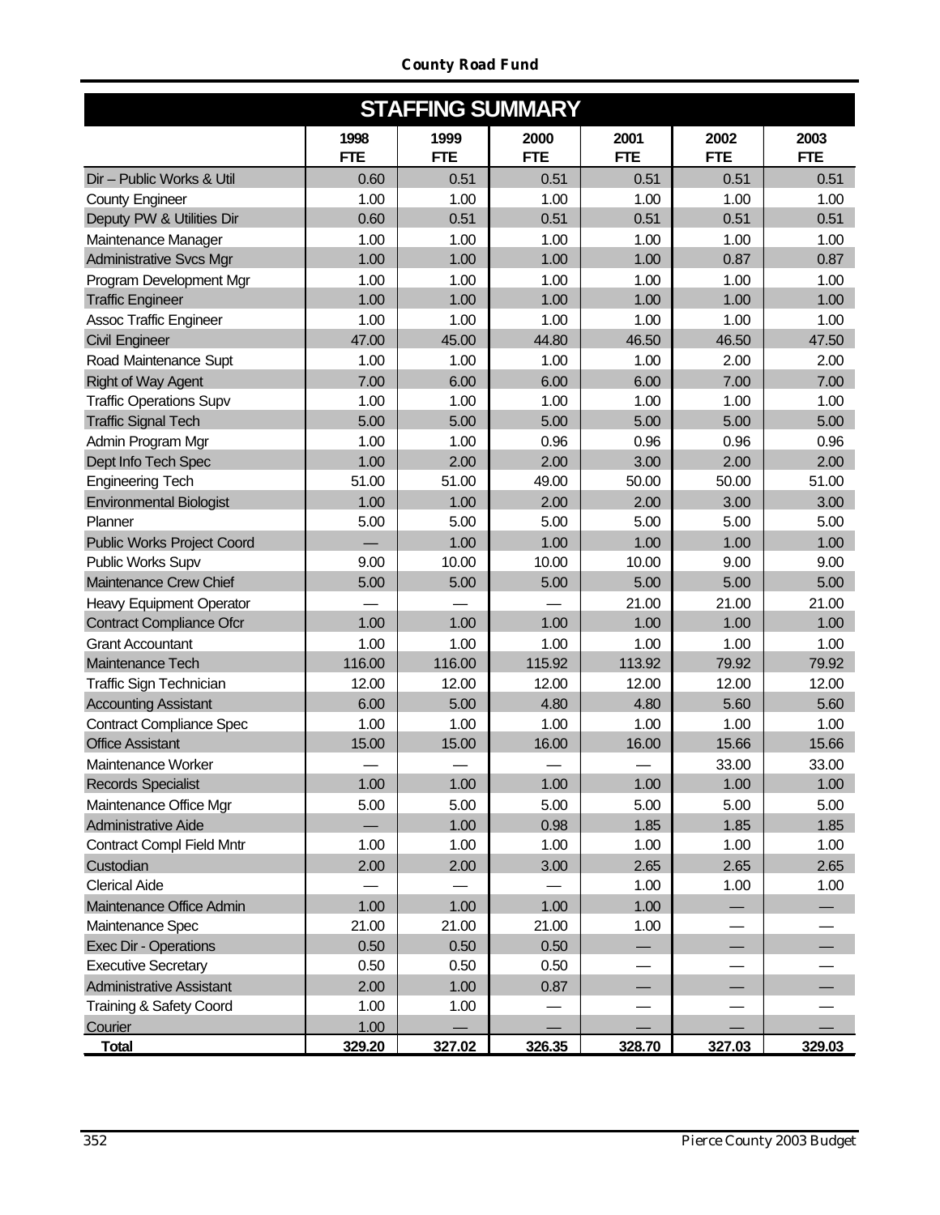## STAFFING SUMMARY

| | 1998 FTE | 1999 FTE | 2000 FTE | 2001 FTE | 2002 FTE | 2003 FTE |
|---|---|---|---|---|---|---|
| Dir – Public Works & Util | 0.60 | 0.51 | 0.51 | 0.51 | 0.51 | 0.51 |
| County Engineer | 1.00 | 1.00 | 1.00 | 1.00 | 1.00 | 1.00 |
| Deputy PW & Utilities Dir | 0.60 | 0.51 | 0.51 | 0.51 | 0.51 | 0.51 |
| Maintenance Manager | 1.00 | 1.00 | 1.00 | 1.00 | 1.00 | 1.00 |
| Administrative Svcs Mgr | 1.00 | 1.00 | 1.00 | 1.00 | 0.87 | 0.87 |
| Program Development Mgr | 1.00 | 1.00 | 1.00 | 1.00 | 1.00 | 1.00 |
| Traffic Engineer | 1.00 | 1.00 | 1.00 | 1.00 | 1.00 | 1.00 |
| Assoc Traffic Engineer | 1.00 | 1.00 | 1.00 | 1.00 | 1.00 | 1.00 |
| Civil Engineer | 47.00 | 45.00 | 44.80 | 46.50 | 46.50 | 47.50 |
| Road Maintenance Supt | 1.00 | 1.00 | 1.00 | 1.00 | 2.00 | 2.00 |
| Right of Way Agent | 7.00 | 6.00 | 6.00 | 6.00 | 7.00 | 7.00 |
| Traffic Operations Supv | 1.00 | 1.00 | 1.00 | 1.00 | 1.00 | 1.00 |
| Traffic Signal Tech | 5.00 | 5.00 | 5.00 | 5.00 | 5.00 | 5.00 |
| Admin Program Mgr | 1.00 | 1.00 | 0.96 | 0.96 | 0.96 | 0.96 |
| Dept Info Tech Spec | 1.00 | 2.00 | 2.00 | 3.00 | 2.00 | 2.00 |
| Engineering Tech | 51.00 | 51.00 | 49.00 | 50.00 | 50.00 | 51.00 |
| Environmental Biologist | 1.00 | 1.00 | 2.00 | 2.00 | 3.00 | 3.00 |
| Planner | 5.00 | 5.00 | 5.00 | 5.00 | 5.00 | 5.00 |
| Public Works Project Coord | — | 1.00 | 1.00 | 1.00 | 1.00 | 1.00 |
| Public Works Supv | 9.00 | 10.00 | 10.00 | 10.00 | 9.00 | 9.00 |
| Maintenance Crew Chief | 5.00 | 5.00 | 5.00 | 5.00 | 5.00 | 5.00 |
| Heavy Equipment Operator | — | — | — | 21.00 | 21.00 | 21.00 |
| Contract Compliance Ofcr | 1.00 | 1.00 | 1.00 | 1.00 | 1.00 | 1.00 |
| Grant Accountant | 1.00 | 1.00 | 1.00 | 1.00 | 1.00 | 1.00 |
| Maintenance Tech | 116.00 | 116.00 | 115.92 | 113.92 | 79.92 | 79.92 |
| Traffic Sign Technician | 12.00 | 12.00 | 12.00 | 12.00 | 12.00 | 12.00 |
| Accounting Assistant | 6.00 | 5.00 | 4.80 | 4.80 | 5.60 | 5.60 |
| Contract Compliance Spec | 1.00 | 1.00 | 1.00 | 1.00 | 1.00 | 1.00 |
| Office Assistant | 15.00 | 15.00 | 16.00 | 16.00 | 15.66 | 15.66 |
| Maintenance Worker | — | — | — | — | 33.00 | 33.00 |
| Records Specialist | 1.00 | 1.00 | 1.00 | 1.00 | 1.00 | 1.00 |
| Maintenance Office Mgr | 5.00 | 5.00 | 5.00 | 5.00 | 5.00 | 5.00 |
| Administrative Aide | — | 1.00 | 0.98 | 1.85 | 1.85 | 1.85 |
| Contract Compl Field Mntr | 1.00 | 1.00 | 1.00 | 1.00 | 1.00 | 1.00 |
| Custodian | 2.00 | 2.00 | 3.00 | 2.65 | 2.65 | 2.65 |
| Clerical Aide | — | — | — | 1.00 | 1.00 | 1.00 |
| Maintenance Office Admin | 1.00 | 1.00 | 1.00 | 1.00 | — | — |
| Maintenance Spec | 21.00 | 21.00 | 21.00 | 1.00 | — | — |
| Exec Dir - Operations | 0.50 | 0.50 | 0.50 | — | — | — |
| Executive Secretary | 0.50 | 0.50 | 0.50 | — | — | — |
| Administrative Assistant | 2.00 | 1.00 | 0.87 | — | — | — |
| Training & Safety Coord | 1.00 | 1.00 | — | — | — | — |
| Courier | 1.00 | — | — | — | — | — |
| **Total** | **329.20** | **327.02** | **326.35** | **328.70** | **327.03** | **329.03** |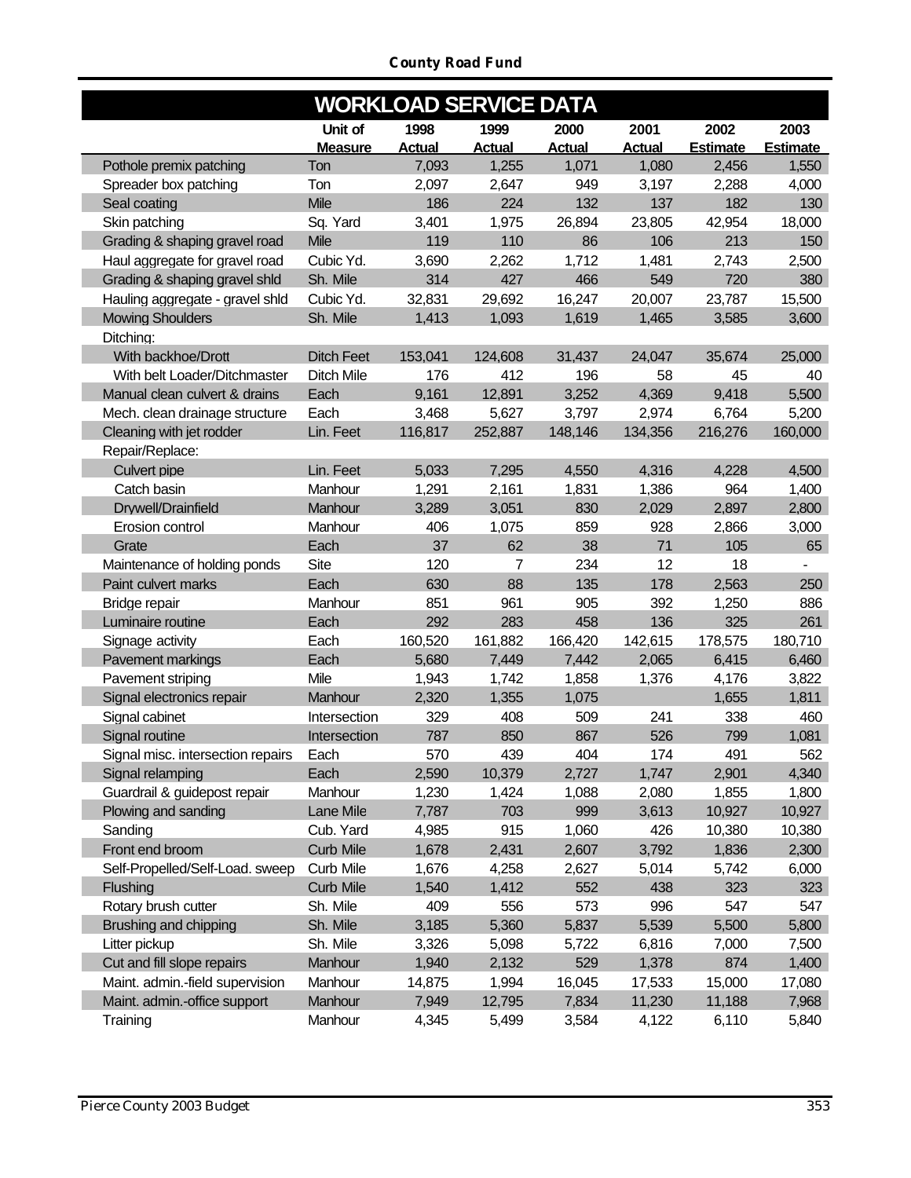## WORKLOAD SERVICE DATA

| | Unit of Measure | 1998 Actual | 1999 Actual | 2000 Actual | 2001 Actual | 2002 Estimate | 2003 Estimate |
|---|---|---|---|---|---|---|---|
| Pothole premix patching | Ton | 7,093 | 1,255 | 1,071 | 1,080 | 2,456 | 1,550 |
| Spreader box patching | Ton | 2,097 | 2,647 | 949 | 3,197 | 2,288 | 4,000 |
| Seal coating | Mile | 186 | 224 | 132 | 137 | 182 | 130 |
| Skin patching | Sq. Yard | 3,401 | 1,975 | 26,894 | 23,805 | 42,954 | 18,000 |
| Grading & shaping gravel road | Mile | 119 | 110 | 86 | 106 | 213 | 150 |
| Haul aggregate for gravel road | Cubic Yd. | 3,690 | 2,262 | 1,712 | 1,481 | 2,743 | 2,500 |
| Grading & shaping gravel shld | Sh. Mile | 314 | 427 | 466 | 549 | 720 | 380 |
| Hauling aggregate - gravel shld | Cubic Yd. | 32,831 | 29,692 | 16,247 | 20,007 | 23,787 | 15,500 |
| Mowing Shoulders | Sh. Mile | 1,413 | 1,093 | 1,619 | 1,465 | 3,585 | 3,600 |
| Ditching: | | | | | | | |
| With backhoe/Drott | Ditch Feet | 153,041 | 124,608 | 31,437 | 24,047 | 35,674 | 25,000 |
| With belt Loader/Ditchmaster | Ditch Mile | 176 | 412 | 196 | 58 | 45 | 40 |
| Manual clean culvert & drains | Each | 9,161 | 12,891 | 3,252 | 4,369 | 9,418 | 5,500 |
| Mech. clean drainage structure | Each | 3,468 | 5,627 | 3,797 | 2,974 | 6,764 | 5,200 |
| Cleaning with jet rodder | Lin. Feet | 116,817 | 252,887 | 148,146 | 134,356 | 216,276 | 160,000 |
| Repair/Replace: | | | | | | | |
| Culvert pipe | Lin. Feet | 5,033 | 7,295 | 4,550 | 4,316 | 4,228 | 4,500 |
| Catch basin | Manhour | 1,291 | 2,161 | 1,831 | 1,386 | 964 | 1,400 |
| Drywell/Drainfield | Manhour | 3,289 | 3,051 | 830 | 2,029 | 2,897 | 2,800 |
| Erosion control | Manhour | 406 | 1,075 | 859 | 928 | 2,866 | 3,000 |
| Grate | Each | 37 | 62 | 38 | 71 | 105 | 65 |
| Maintenance of holding ponds | Site | 120 | 7 | 234 | 12 | 18 | - |
| Paint culvert marks | Each | 630 | 88 | 135 | 178 | 2,563 | 250 |
| Bridge repair | Manhour | 851 | 961 | 905 | 392 | 1,250 | 886 |
| Luminaire routine | Each | 292 | 283 | 458 | 136 | 325 | 261 |
| Signage activity | Each | 160,520 | 161,882 | 166,420 | 142,615 | 178,575 | 180,710 |
| Pavement markings | Each | 5,680 | 7,449 | 7,442 | 2,065 | 6,415 | 6,460 |
| Pavement striping | Mile | 1,943 | 1,742 | 1,858 | 1,376 | 4,176 | 3,822 |
| Signal electronics repair | Manhour | 2,320 | 1,355 | 1,075 | | 1,655 | 1,811 |
| Signal cabinet | Intersection | 329 | 408 | 509 | 241 | 338 | 460 |
| Signal routine | Intersection | 787 | 850 | 867 | 526 | 799 | 1,081 |
| Signal misc. intersection repairs | Each | 570 | 439 | 404 | 174 | 491 | 562 |
| Signal relamping | Each | 2,590 | 10,379 | 2,727 | 1,747 | 2,901 | 4,340 |
| Guardrail & guidepost repair | Manhour | 1,230 | 1,424 | 1,088 | 2,080 | 1,855 | 1,800 |
| Plowing and sanding | Lane Mile | 7,787 | 703 | 999 | 3,613 | 10,927 | 10,927 |
| Sanding | Cub. Yard | 4,985 | 915 | 1,060 | 426 | 10,380 | 10,380 |
| Front end broom | Curb Mile | 1,678 | 2,431 | 2,607 | 3,792 | 1,836 | 2,300 |
| Self-Propelled/Self-Load. sweep | Curb Mile | 1,676 | 4,258 | 2,627 | 5,014 | 5,742 | 6,000 |
| Flushing | Curb Mile | 1,540 | 1,412 | 552 | 438 | 323 | 323 |
| Rotary brush cutter | Sh. Mile | 409 | 556 | 573 | 996 | 547 | 547 |
| Brushing and chipping | Sh. Mile | 3,185 | 5,360 | 5,837 | 5,539 | 5,500 | 5,800 |
| Litter pickup | Sh. Mile | 3,326 | 5,098 | 5,722 | 6,816 | 7,000 | 7,500 |
| Cut and fill slope repairs | Manhour | 1,940 | 2,132 | 529 | 1,378 | 874 | 1,400 |
| Maint. admin.-field supervision | Manhour | 14,875 | 1,994 | 16,045 | 17,533 | 15,000 | 17,080 |
| Maint. admin.-office support | Manhour | 7,949 | 12,795 | 7,834 | 11,230 | 11,188 | 7,968 |
| Training | Manhour | 4,345 | 5,499 | 3,584 | 4,122 | 6,110 | 5,840 |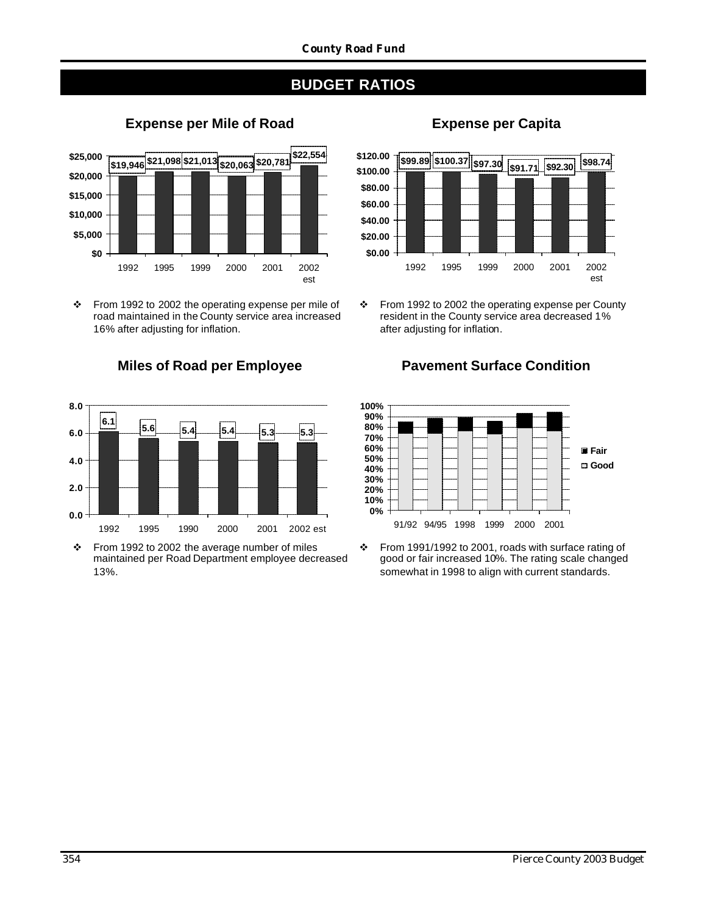# BUDGET RATIOS

## Expense per Mile of Road

| 1992 | 1995 | 1999 | 2000 | 2001 | 2002 est |
|---|---|---|---|---|---|
| $19,946 | $21,098 | $21,013 | $20,063 | $20,781 | $22,554 |

- From 1992 to 2002 the operating expense per mile of road maintained in the County service area increased 16% after adjusting for inflation.

## Expense per Capita

| 1992 | 1995 | 1999 | 2000 | 2001 | 2002 est |
|---|---|---|---|---|---|
| $99.89 | $100.37 | $97.30 | $91.71 | $92.30 | $98.74 |

- From 1992 to 2002 the operating expense per County resident in the County service area decreased 1% after adjusting for inflation.

## Miles of Road per Employee

| 1992 | 1995 | 1990 | 2000 | 2001 | 2002 est |
|---|---|---|---|---|---|
| 6.1 | 5.6 | 5.4 | 5.4 | 5.3 | 5.3 |

- From 1992 to 2002 the average number of miles maintained per Road Department employee decreased 13%.

## Pavement Surface Condition

Categories: Fair, Good

Years: 91/92, 94/95, 1998, 1999, 2000, 2001

- From 1991/1992 to 2001, roads with surface rating of good or fair increased 10%. The rating scale changed somewhat in 1998 to align with current standards.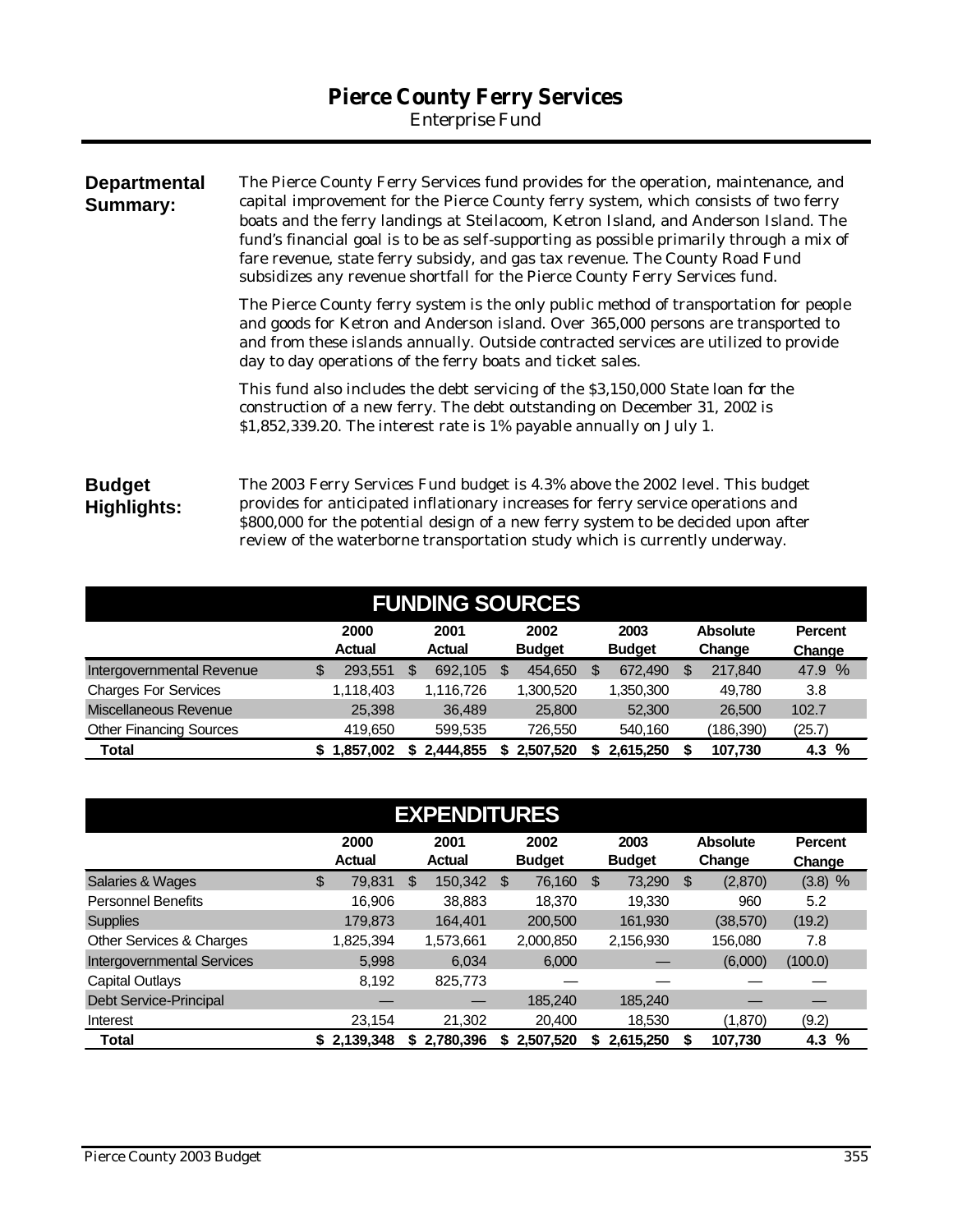# Pierce County Ferry Services

Enterprise Fund

**Departmental Summary:**

The Pierce County Ferry Services fund provides for the operation, maintenance, and capital improvement for the Pierce County ferry system, which consists of two ferry boats and the ferry landings at Steilacoom, Ketron Island, and Anderson Island. The fund's financial goal is to be as self-supporting as possible primarily through a mix of fare revenue, state ferry subsidy, and gas tax revenue. The County Road Fund subsidizes any revenue shortfall for the Pierce County Ferry Services fund.

The Pierce County ferry system is the only public method of transportation for people and goods for Ketron and Anderson island. Over 365,000 persons are transported to and from these islands annually. Outside contracted services are utilized to provide day to day operations of the ferry boats and ticket sales.

This fund also includes the debt servicing of the $3,150,000 State loan for the construction of a new ferry. The debt outstanding on December 31, 2002 is $1,852,339.20. The interest rate is 1% payable annually on July 1.

**Budget Highlights:**

The 2003 Ferry Services Fund budget is 4.3% above the 2002 level. This budget provides for anticipated inflationary increases for ferry service operations and $800,000 for the potential design of a new ferry system to be decided upon after review of the waterborne transportation study which is currently underway.

## FUNDING SOURCES

| | 2000 Actual | 2001 Actual | 2002 Budget | 2003 Budget | Absolute Change | Percent Change |
|---|---|---|---|---|---|---|
| Intergovernmental Revenue | $ 293,551 | $ 692,105 | $ 454,650 | $ 672,490 | $ 217,840 | 47.9 % |
| Charges For Services | 1,118,403 | 1,116,726 | 1,300,520 | 1,350,300 | 49,780 | 3.8 |
| Miscellaneous Revenue | 25,398 | 36,489 | 25,800 | 52,300 | 26,500 | 102.7 |
| Other Financing Sources | 419,650 | 599,535 | 726,550 | 540,160 | (186,390) | (25.7) |
| **Total** | **$ 1,857,002** | **$ 2,444,855** | **$ 2,507,520** | **$ 2,615,250** | **$ 107,730** | **4.3 %** |

## EXPENDITURES

| | 2000 Actual | 2001 Actual | 2002 Budget | 2003 Budget | Absolute Change | Percent Change |
|---|---|---|---|---|---|---|
| Salaries & Wages | $ 79,831 | $ 150,342 | $ 76,160 | $ 73,290 | $ (2,870) | (3.8) % |
| Personnel Benefits | 16,906 | 38,883 | 18,370 | 19,330 | 960 | 5.2 |
| Supplies | 179,873 | 164,401 | 200,500 | 161,930 | (38,570) | (19.2) |
| Other Services & Charges | 1,825,394 | 1,573,661 | 2,000,850 | 2,156,930 | 156,080 | 7.8 |
| Intergovernmental Services | 5,998 | 6,034 | 6,000 | — | (6,000) | (100.0) |
| Capital Outlays | 8,192 | 825,773 | — | — | — | — |
| Debt Service-Principal | — | — | 185,240 | 185,240 | — | — |
| Interest | 23,154 | 21,302 | 20,400 | 18,530 | (1,870) | (9.2) |
| **Total** | **$ 2,139,348** | **$ 2,780,396** | **$ 2,507,520** | **$ 2,615,250** | **$ 107,730** | **4.3 %** |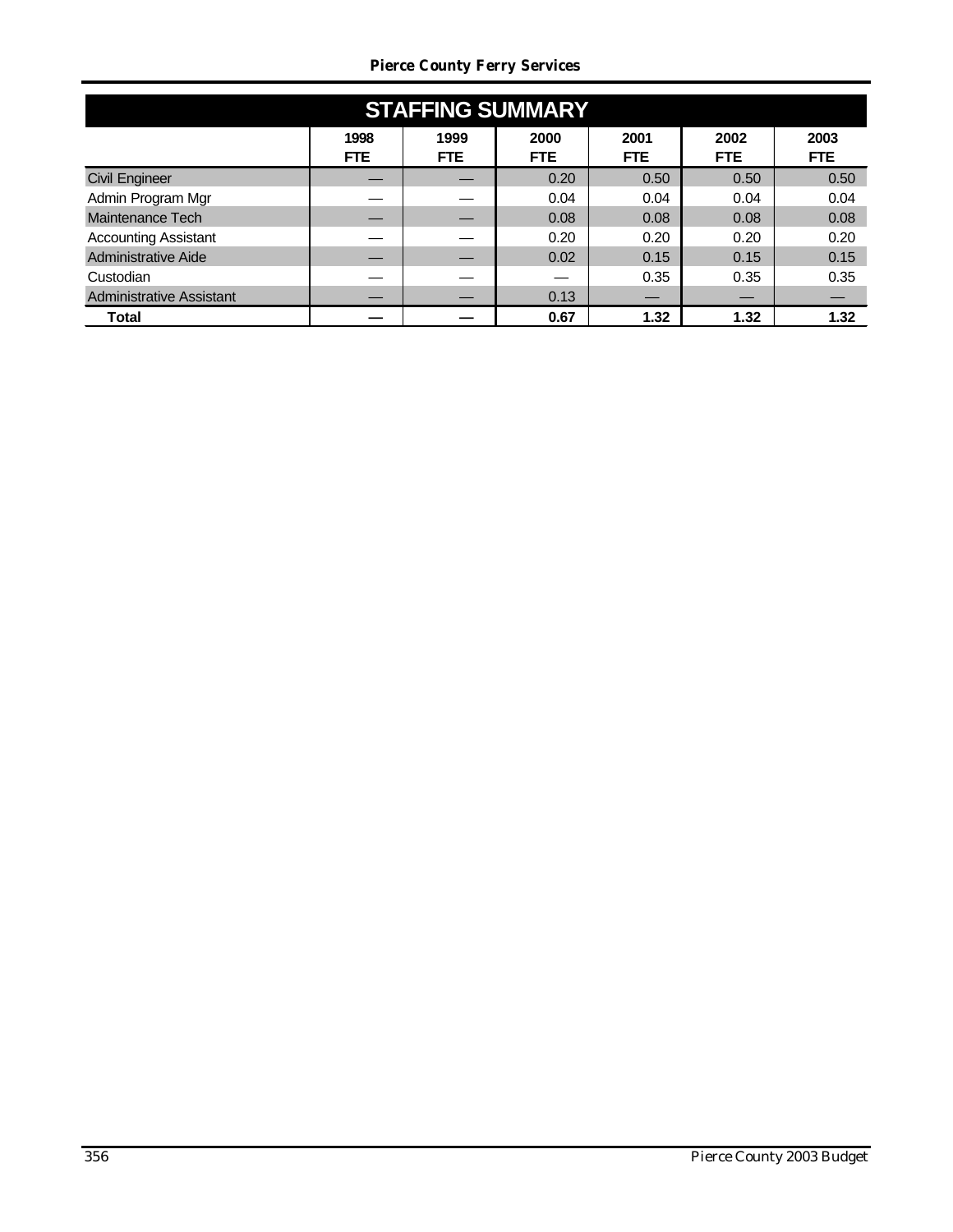## STAFFING SUMMARY

| | 1998 FTE | 1999 FTE | 2000 FTE | 2001 FTE | 2002 FTE | 2003 FTE |
|---|---|---|---|---|---|---|
| Civil Engineer | — | — | 0.20 | 0.50 | 0.50 | 0.50 |
| Admin Program Mgr | — | — | 0.04 | 0.04 | 0.04 | 0.04 |
| Maintenance Tech | — | — | 0.08 | 0.08 | 0.08 | 0.08 |
| Accounting Assistant | — | — | 0.20 | 0.20 | 0.20 | 0.20 |
| Administrative Aide | — | — | 0.02 | 0.15 | 0.15 | 0.15 |
| Custodian | — | — | — | 0.35 | 0.35 | 0.35 |
| Administrative Assistant | — | — | 0.13 | — | — | — |
| **Total** | **—** | **—** | **0.67** | **1.32** | **1.32** | **1.32** |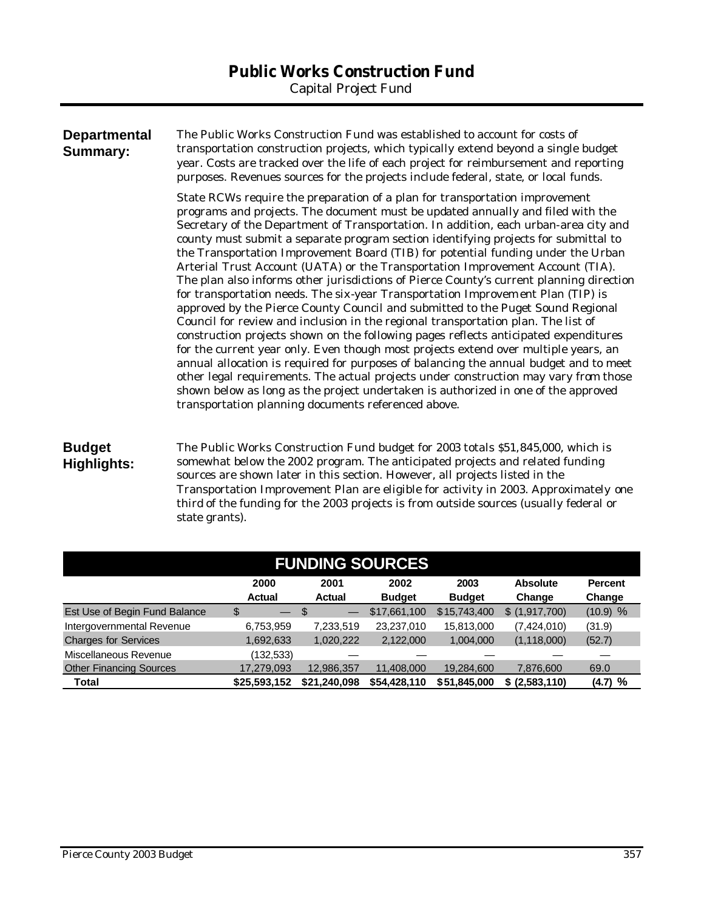# Public Works Construction Fund

Capital Project Fund

**Departmental Summary:**

The Public Works Construction Fund was established to account for costs of transportation construction projects, which typically extend beyond a single budget year. Costs are tracked over the life of each project for reimbursement and reporting purposes. Revenues sources for the projects include federal, state, or local funds.

State RCWs require the preparation of a plan for transportation improvement programs and projects. The document must be updated annually and filed with the Secretary of the Department of Transportation. In addition, each urban-area city and county must submit a separate program section identifying projects for submittal to the Transportation Improvement Board (TIB) for potential funding under the Urban Arterial Trust Account (UATA) or the Transportation Improvement Account (TIA). The plan also informs other jurisdictions of Pierce County's current planning direction for transportation needs. The six-year Transportation Improvement Plan (TIP) is approved by the Pierce County Council and submitted to the Puget Sound Regional Council for review and inclusion in the regional transportation plan. The list of construction projects shown on the following pages reflects anticipated expenditures for the current year only. Even though most projects extend over multiple years, an annual allocation is required for purposes of balancing the annual budget and to meet other legal requirements. The actual projects under construction may vary from those shown below as long as the project undertaken is authorized in one of the approved transportation planning documents referenced above.

**Budget Highlights:**

The Public Works Construction Fund budget for 2003 totals $51,845,000, which is somewhat below the 2002 program. The anticipated projects and related funding sources are shown later in this section. However, all projects listed in the Transportation Improvement Plan are eligible for activity in 2003. Approximately one third of the funding for the 2003 projects is from outside sources (usually federal or state grants).

## FUNDING SOURCES

| | 2000 Actual | 2001 Actual | 2002 Budget | 2003 Budget | Absolute Change | Percent Change |
|---|---|---|---|---|---|---|
| Est Use of Begin Fund Balance | $ — | $ — | $17,661,100 | $15,743,400 | $ (1,917,700) | (10.9) % |
| Intergovernmental Revenue | 6,753,959 | 7,233,519 | 23,237,010 | 15,813,000 | (7,424,010) | (31.9) |
| Charges for Services | 1,692,633 | 1,020,222 | 2,122,000 | 1,004,000 | (1,118,000) | (52.7) |
| Miscellaneous Revenue | (132,533) | — | — | — | — | — |
| Other Financing Sources | 17,279,093 | 12,986,357 | 11,408,000 | 19,284,600 | 7,876,600 | 69.0 |
| **Total** | **$25,593,152** | **$21,240,098** | **$54,428,110** | **$51,845,000** | **$ (2,583,110)** | **(4.7) %** |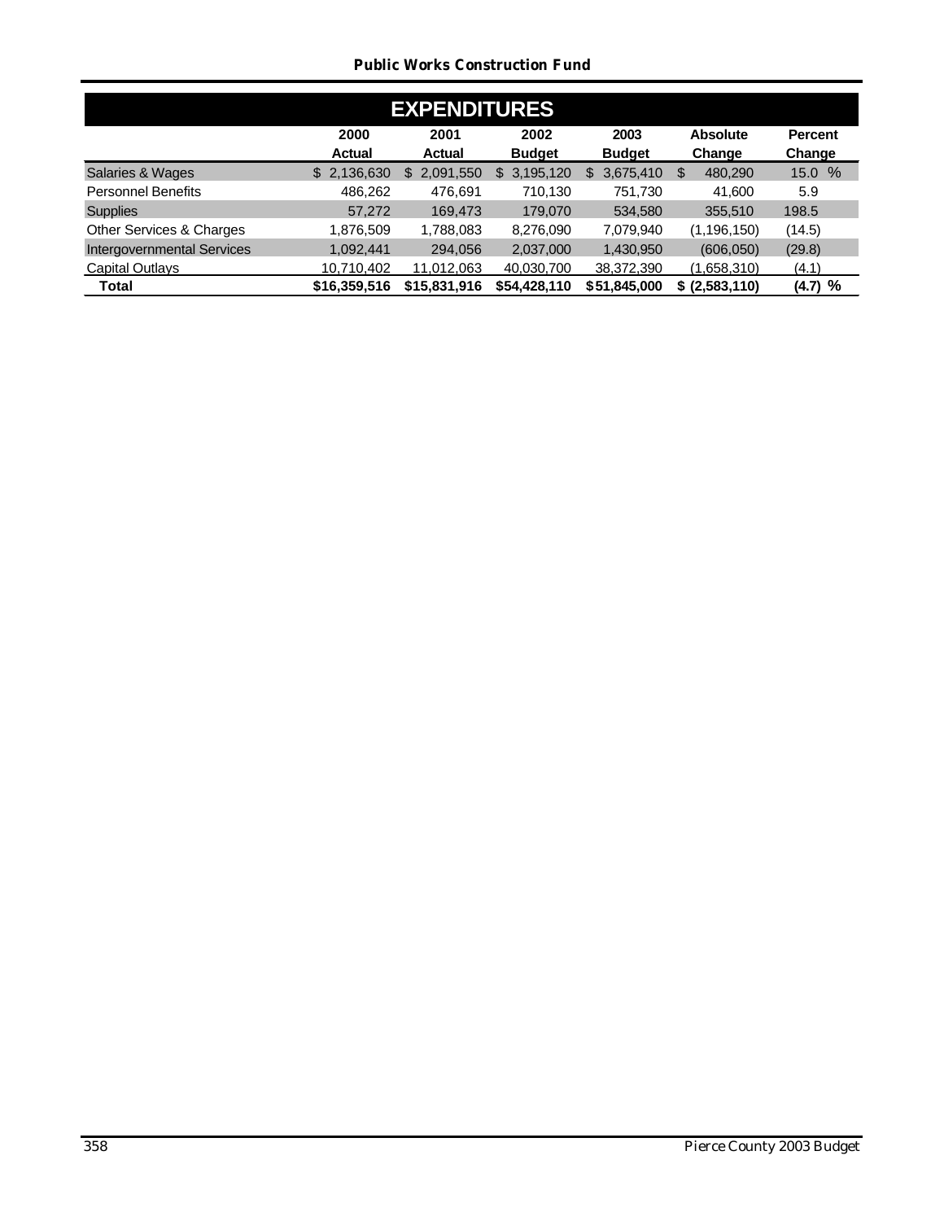## Public Works Construction Fund

| EXPENDITURES | 2000 Actual | 2001 Actual | 2002 Budget | 2003 Budget | Absolute Change | Percent Change |
|---|---|---|---|---|---|---|
| Salaries & Wages | $ 2,136,630 | $ 2,091,550 | $ 3,195,120 | $ 3,675,410 | $ 480,290 | 15.0 % |
| Personnel Benefits | 486,262 | 476,691 | 710,130 | 751,730 | 41,600 | 5.9 |
| Supplies | 57,272 | 169,473 | 179,070 | 534,580 | 355,510 | 198.5 |
| Other Services & Charges | 1,876,509 | 1,788,083 | 8,276,090 | 7,079,940 | (1,196,150) | (14.5) |
| Intergovernmental Services | 1,092,441 | 294,056 | 2,037,000 | 1,430,950 | (606,050) | (29.8) |
| Capital Outlays | 10,710,402 | 11,012,063 | 40,030,700 | 38,372,390 | (1,658,310) | (4.1) |
| **Total** | **$16,359,516** | **$15,831,916** | **$54,428,110** | **$51,845,000** | **$ (2,583,110)** | **(4.7) %** |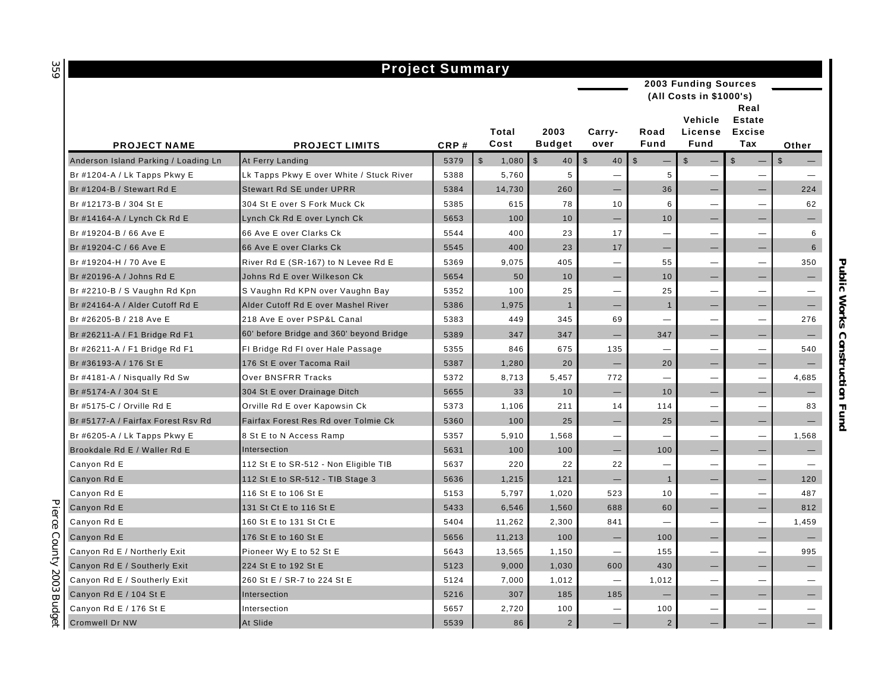## Project Summary

| PROJECT NAME | PROJECT LIMITS | CRP # | Total Cost | 2003 Budget | Carry-over | Road Fund | Vehicle License Fund | Real Estate Excise Tax | Other |
|---|---|---|---|---|---|---|---|---|---|
| | | | | | 2003 Funding Sources (All Costs in $1000's) | | | | |
| Anderson Island Parking / Loading Ln | At Ferry Landing | 5379 | $ 1,080 | $ 40 | $ 40 | $ — | $ — | $ — | $ — |
| Br #1204-A / Lk Tapps Pkwy E | Lk Tapps Pkwy E over White / Stuck River | 5388 | 5,760 | 5 | — | 5 | — | — | — |
| Br #1204-B / Stewart Rd E | Stewart Rd SE under UPRR | 5384 | 14,730 | 260 | — | 36 | — | — | 224 |
| Br #12173-B / 304 St E | 304 St E over S Fork Muck Ck | 5385 | 615 | 78 | 10 | 6 | — | — | 62 |
| Br #14164-A / Lynch Ck Rd E | Lynch Ck Rd E over Lynch Ck | 5653 | 100 | 10 | — | 10 | — | — | — |
| Br #19204-B / 66 Ave E | 66 Ave E over Clarks Ck | 5544 | 400 | 23 | 17 | — | — | — | 6 |
| Br #19204-C / 66 Ave E | 66 Ave E over Clarks Ck | 5545 | 400 | 23 | 17 | — | — | — | 6 |
| Br #19204-H / 70 Ave E | River Rd E (SR-167) to N Levee Rd E | 5369 | 9,075 | 405 | — | 55 | — | — | 350 |
| Br #20196-A / Johns Rd E | Johns Rd E over Wilkeson Ck | 5654 | 50 | 10 | — | 10 | — | — | — |
| Br #2210-B / S Vaughn Rd Kpn | S Vaughn Rd KPN over Vaughn Bay | 5352 | 100 | 25 | — | 25 | — | — | — |
| Br #24164-A / Alder Cutoff Rd E | Alder Cutoff Rd E over Mashel River | 5386 | 1,975 | 1 | — | 1 | — | — | — |
| Br #26205-B / 218 Ave E | 218 Ave E over PSP&L Canal | 5383 | 449 | 345 | 69 | — | — | — | 276 |
| Br #26211-A / F1 Bridge Rd F1 | 60' before Bridge and 360' beyond Bridge | 5389 | 347 | 347 | — | 347 | — | — | — |
| Br #26211-A / F1 Bridge Rd F1 | FI Bridge Rd FI over Hale Passage | 5355 | 846 | 675 | 135 | — | — | — | 540 |
| Br #36193-A / 176 St E | 176 St E over Tacoma Rail | 5387 | 1,280 | 20 | — | 20 | — | — | — |
| Br #4181-A / Nisqually Rd Sw | Over BNSFRR Tracks | 5372 | 8,713 | 5,457 | 772 | — | — | — | 4,685 |
| Br #5174-A / 304 St E | 304 St E over Drainage Ditch | 5655 | 33 | 10 | — | 10 | — | — | — |
| Br #5175-C / Orville Rd E | Orville Rd E over Kapowsin Ck | 5373 | 1,106 | 211 | 14 | 114 | — | — | 83 |
| Br #5177-A / Fairfax Forest Rsv Rd | Fairfax Forest Res Rd over Tolmie Ck | 5360 | 100 | 25 | — | 25 | — | — | — |
| Br #6205-A / Lk Tapps Pkwy E | 8 St E to N Access Ramp | 5357 | 5,910 | 1,568 | — | — | — | — | 1,568 |
| Brookdale Rd E / Waller Rd E | Intersection | 5631 | 100 | 100 | — | 100 | — | — | — |
| Canyon Rd E | 112 St E to SR-512 - Non Eligible TIB | 5637 | 220 | 22 | 22 | — | — | — | — |
| Canyon Rd E | 112 St E to SR-512 - TIB Stage 3 | 5636 | 1,215 | 121 | — | 1 | — | — | 120 |
| Canyon Rd E | 116 St E to 106 St E | 5153 | 5,797 | 1,020 | 523 | 10 | — | — | 487 |
| Canyon Rd E | 131 St Ct E to 116 St E | 5433 | 6,546 | 1,560 | 688 | 60 | — | — | 812 |
| Canyon Rd E | 160 St E to 131 St Ct E | 5404 | 11,262 | 2,300 | 841 | — | — | — | 1,459 |
| Canyon Rd E | 176 St E to 160 St E | 5656 | 11,213 | 100 | — | 100 | — | — | — |
| Canyon Rd E / Northerly Exit | Pioneer Wy E to 52 St E | 5643 | 13,565 | 1,150 | — | 155 | — | — | 995 |
| Canyon Rd E / Southerly Exit | 224 St E to 192 St E | 5123 | 9,000 | 1,030 | 600 | 430 | — | — | — |
| Canyon Rd E / Southerly Exit | 260 St E / SR-7 to 224 St E | 5124 | 7,000 | 1,012 | — | 1,012 | — | — | — |
| Canyon Rd E / 104 St E | Intersection | 5216 | 307 | 185 | 185 | — | — | — | — |
| Canyon Rd E / 176 St E | Intersection | 5657 | 2,720 | 100 | — | 100 | — | — | — |
| Cromwell Dr NW | At Slide | 5539 | 86 | 2 | — | 2 | — | — | — |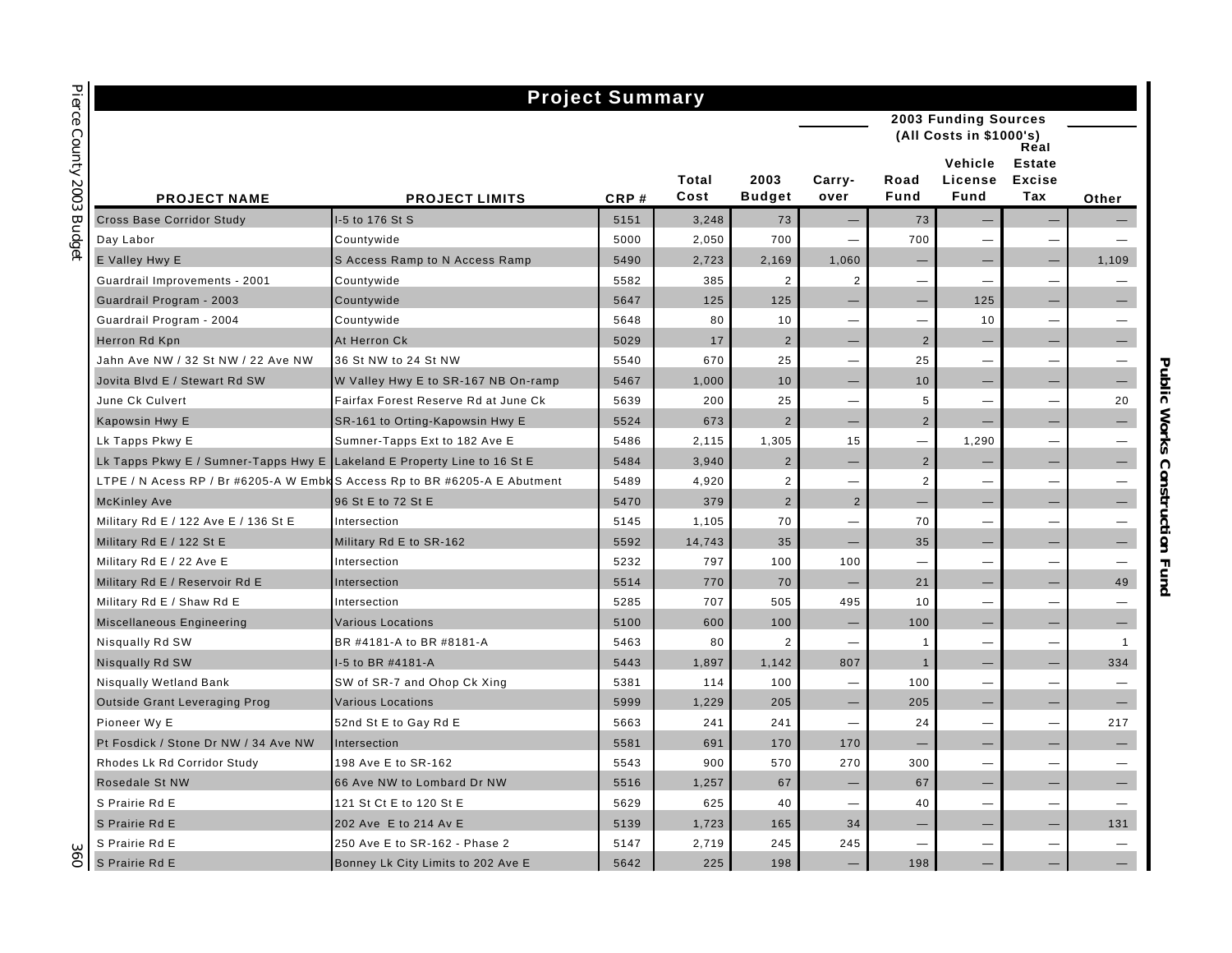## Project Summary

| PROJECT NAME | PROJECT LIMITS | CRP # | Total Cost | 2003 Budget | Carry-over | Road Fund | Vehicle License Fund | Real Estate Excise Tax | Other |
|---|---|---|---|---|---|---|---|---|---|
| | | | | | 2003 Funding Sources (All Costs in $1000's) | | | | |
| Cross Base Corridor Study | I-5 to 176 St S | 5151 | 3,248 | 73 | — | 73 | — | — | — |
| Day Labor | Countywide | 5000 | 2,050 | 700 | — | 700 | — | — | — |
| E Valley Hwy E | S Access Ramp to N Access Ramp | 5490 | 2,723 | 2,169 | 1,060 | — | — | — | 1,109 |
| Guardrail Improvements - 2001 | Countywide | 5582 | 385 | 2 | 2 | — | — | — | — |
| Guardrail Program - 2003 | Countywide | 5647 | 125 | 125 | — | — | 125 | — | — |
| Guardrail Program - 2004 | Countywide | 5648 | 80 | 10 | — | — | 10 | — | — |
| Herron Rd Kpn | At Herron Ck | 5029 | 17 | 2 | — | 2 | — | — | — |
| Jahn Ave NW / 32 St NW / 22 Ave NW | 36 St NW to 24 St NW | 5540 | 670 | 25 | — | 25 | — | — | — |
| Jovita Blvd E / Stewart Rd SW | W Valley Hwy E to SR-167 NB On-ramp | 5467 | 1,000 | 10 | — | 10 | — | — | — |
| June Ck Culvert | Fairfax Forest Reserve Rd at June Ck | 5639 | 200 | 25 | — | 5 | — | — | 20 |
| Kapowsin Hwy E | SR-161 to Orting-Kapowsin Hwy E | 5524 | 673 | 2 | — | 2 | — | — | — |
| Lk Tapps Pkwy E | Sumner-Tapps Ext to 182 Ave E | 5486 | 2,115 | 1,305 | 15 | — | 1,290 | — | — |
| Lk Tapps Pkwy E / Sumner-Tapps Hwy E | Lakeland E Property Line to 16 St E | 5484 | 3,940 | 2 | — | 2 | — | — | — |
| LTPE / N Acess RP / Br #6205-A W Embk | S Access Rp to BR #6205-A E Abutment | 5489 | 4,920 | 2 | — | 2 | — | — | — |
| McKinley Ave | 96 St E to 72 St E | 5470 | 379 | 2 | 2 | — | — | — | — |
| Military Rd E / 122 Ave E / 136 St E | Intersection | 5145 | 1,105 | 70 | — | 70 | — | — | — |
| Military Rd E / 122 St E | Military Rd E to SR-162 | 5592 | 14,743 | 35 | — | 35 | — | — | — |
| Military Rd E / 22 Ave E | Intersection | 5232 | 797 | 100 | 100 | — | — | — | — |
| Military Rd E / Reservoir Rd E | Intersection | 5514 | 770 | 70 | — | 21 | — | — | 49 |
| Military Rd E / Shaw Rd E | Intersection | 5285 | 707 | 505 | 495 | 10 | — | — | — |
| Miscellaneous Engineering | Various Locations | 5100 | 600 | 100 | — | 100 | — | — | — |
| Nisqually Rd SW | BR #4181-A to BR #8181-A | 5463 | 80 | 2 | — | 1 | — | — | 1 |
| Nisqually Rd SW | I-5 to BR #4181-A | 5443 | 1,897 | 1,142 | 807 | 1 | — | — | 334 |
| Nisqually Wetland Bank | SW of SR-7 and Ohop Ck Xing | 5381 | 114 | 100 | — | 100 | — | — | — |
| Outside Grant Leveraging Prog | Various Locations | 5999 | 1,229 | 205 | — | 205 | — | — | — |
| Pioneer Wy E | 52nd St E to Gay Rd E | 5663 | 241 | 241 | — | 24 | — | — | 217 |
| Pt Fosdick / Stone Dr NW / 34 Ave NW | Intersection | 5581 | 691 | 170 | 170 | — | — | — | — |
| Rhodes Lk Rd Corridor Study | 198 Ave E to SR-162 | 5543 | 900 | 570 | 270 | 300 | — | — | — |
| Rosedale St NW | 66 Ave NW to Lombard Dr NW | 5516 | 1,257 | 67 | — | 67 | — | — | — |
| S Prairie Rd E | 121 St Ct E to 120 St E | 5629 | 625 | 40 | — | 40 | — | — | — |
| S Prairie Rd E | 202 Ave E to 214 Av E | 5139 | 1,723 | 165 | 34 | — | — | — | 131 |
| S Prairie Rd E | 250 Ave E to SR-162 - Phase 2 | 5147 | 2,719 | 245 | 245 | — | — | — | — |
| S Prairie Rd E | Bonney Lk City Limits to 202 Ave E | 5642 | 225 | 198 | — | 198 | — | — | — |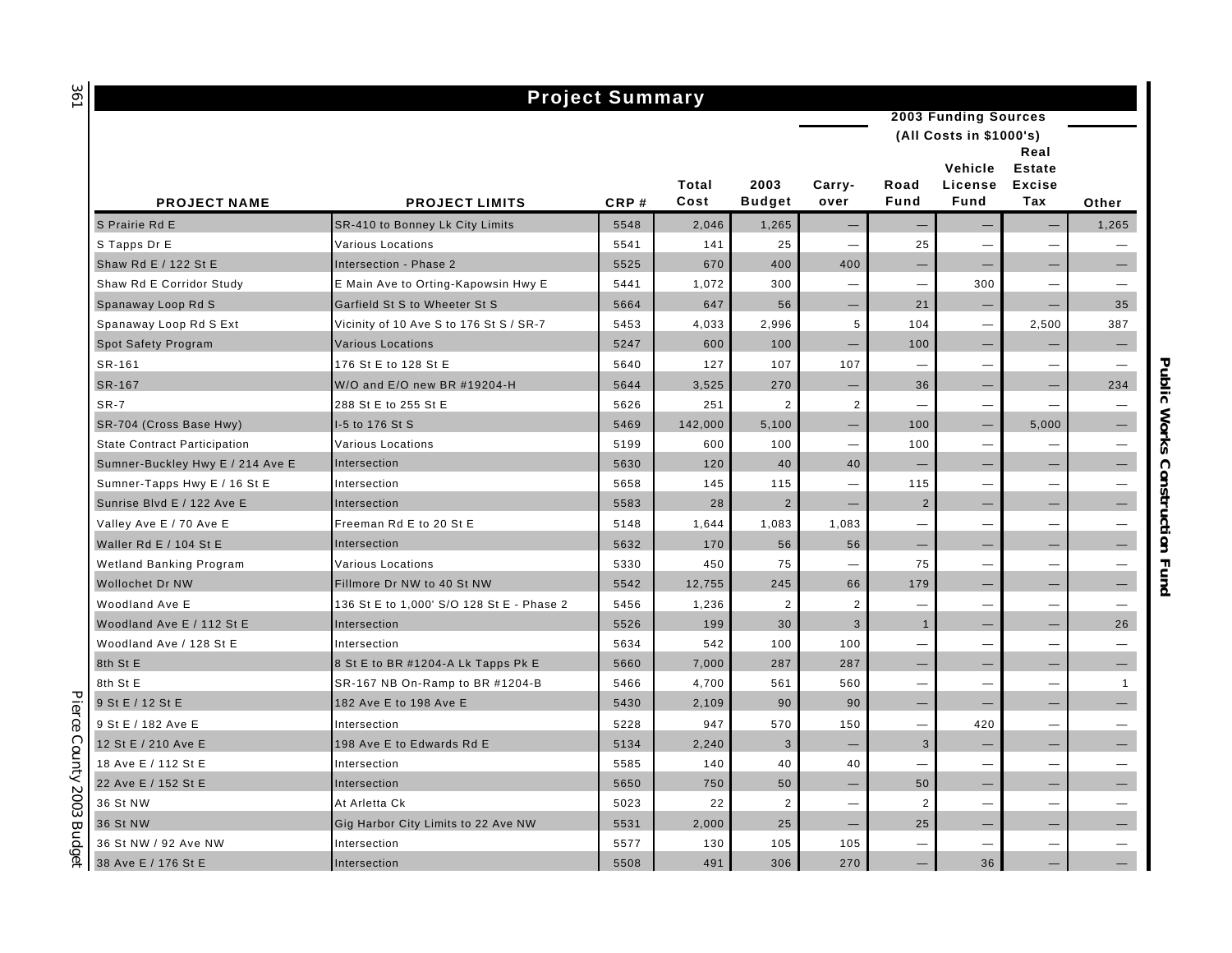## Project Summary

| PROJECT NAME | PROJECT LIMITS | CRP # | Total Cost | 2003 Budget | Carry-over | Road Fund | Vehicle License Fund | Real Estate Excise Tax | Other |
|---|---|---|---|---|---|---|---|---|---|
| | | | | | 2003 Funding Sources (All Costs in $1000's) | | | | |
| S Prairie Rd E | SR-410 to Bonney Lk City Limits | 5548 | 2,046 | 1,265 | — | — | — | — | 1,265 |
| S Tapps Dr E | Various Locations | 5541 | 141 | 25 | — | 25 | — | — | — |
| Shaw Rd E / 122 St E | Intersection - Phase 2 | 5525 | 670 | 400 | 400 | — | — | — | — |
| Shaw Rd E Corridor Study | E Main Ave to Orting-Kapowsin Hwy E | 5441 | 1,072 | 300 | — | — | 300 | — | — |
| Spanaway Loop Rd S | Garfield St S to Wheeter St S | 5664 | 647 | 56 | — | 21 | — | — | 35 |
| Spanaway Loop Rd S Ext | Vicinity of 10 Ave S to 176 St S / SR-7 | 5453 | 4,033 | 2,996 | 5 | 104 | — | 2,500 | 387 |
| Spot Safety Program | Various Locations | 5247 | 600 | 100 | — | 100 | — | — | — |
| SR-161 | 176 St E to 128 St E | 5640 | 127 | 107 | 107 | — | — | — | — |
| SR-167 | W/O and E/O new BR #19204-H | 5644 | 3,525 | 270 | — | 36 | — | — | 234 |
| SR-7 | 288 St E to 255 St E | 5626 | 251 | 2 | 2 | — | — | — | — |
| SR-704 (Cross Base Hwy) | I-5 to 176 St S | 5469 | 142,000 | 5,100 | — | 100 | — | 5,000 | — |
| State Contract Participation | Various Locations | 5199 | 600 | 100 | — | 100 | — | — | — |
| Sumner-Buckley Hwy E / 214 Ave E | Intersection | 5630 | 120 | 40 | 40 | — | — | — | — |
| Sumner-Tapps Hwy E / 16 St E | Intersection | 5658 | 145 | 115 | — | 115 | — | — | — |
| Sunrise Blvd E / 122 Ave E | Intersection | 5583 | 28 | 2 | — | 2 | — | — | — |
| Valley Ave E / 70 Ave E | Freeman Rd E to 20 St E | 5148 | 1,644 | 1,083 | 1,083 | — | — | — | — |
| Waller Rd E / 104 St E | Intersection | 5632 | 170 | 56 | 56 | — | — | — | — |
| Wetland Banking Program | Various Locations | 5330 | 450 | 75 | — | 75 | — | — | — |
| Wollochet Dr NW | Fillmore Dr NW to 40 St NW | 5542 | 12,755 | 245 | 66 | 179 | — | — | — |
| Woodland Ave E | 136 St E to 1,000' S/O 128 St E - Phase 2 | 5456 | 1,236 | 2 | 2 | — | — | — | — |
| Woodland Ave E / 112 St E | Intersection | 5526 | 199 | 30 | 3 | 1 | — | — | 26 |
| Woodland Ave / 128 St E | Intersection | 5634 | 542 | 100 | 100 | — | — | — | — |
| 8th St E | 8 St E to BR #1204-A Lk Tapps Pk E | 5660 | 7,000 | 287 | 287 | — | — | — | — |
| 8th St E | SR-167 NB On-Ramp to BR #1204-B | 5466 | 4,700 | 561 | 560 | — | — | — | 1 |
| 9 St E / 12 St E | 182 Ave E to 198 Ave E | 5430 | 2,109 | 90 | 90 | — | — | — | — |
| 9 St E / 182 Ave E | Intersection | 5228 | 947 | 570 | 150 | — | 420 | — | — |
| 12 St E / 210 Ave E | 198 Ave E to Edwards Rd E | 5134 | 2,240 | 3 | — | 3 | — | — | — |
| 18 Ave E / 112 St E | Intersection | 5585 | 140 | 40 | 40 | — | — | — | — |
| 22 Ave E / 152 St E | Intersection | 5650 | 750 | 50 | — | 50 | — | — | — |
| 36 St NW | At Arletta Ck | 5023 | 22 | 2 | — | 2 | — | — | — |
| 36 St NW | Gig Harbor City Limits to 22 Ave NW | 5531 | 2,000 | 25 | — | 25 | — | — | — |
| 36 St NW / 92 Ave NW | Intersection | 5577 | 130 | 105 | 105 | — | — | — | — |
| 38 Ave E / 176 St E | Intersection | 5508 | 491 | 306 | 270 | — | 36 | — | — |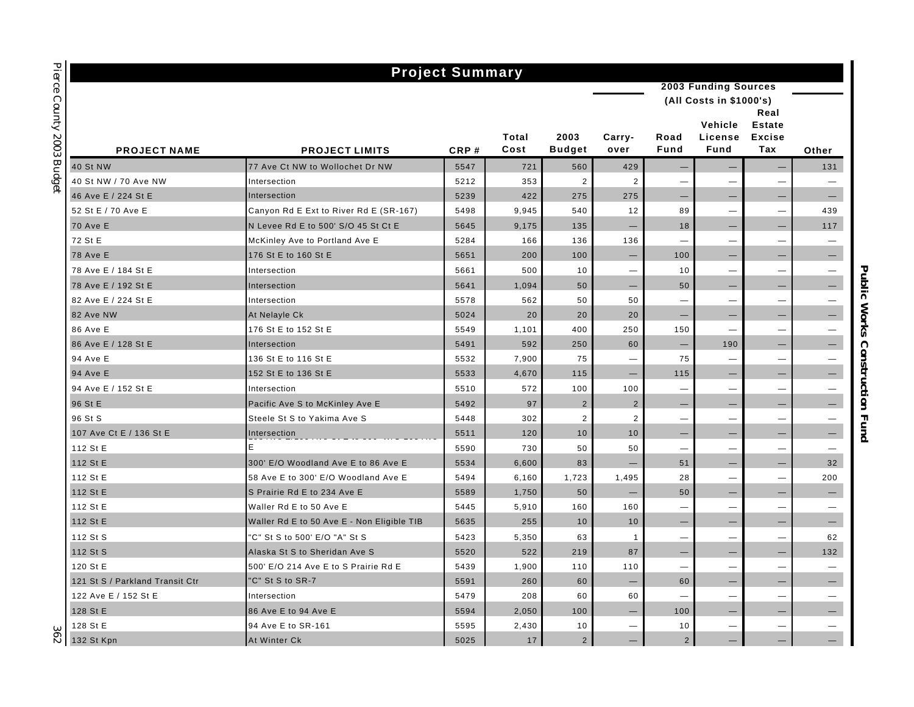## Project Summary

| PROJECT NAME | PROJECT LIMITS | CRP # | Total Cost | 2003 Budget | Carry-over | Road Fund | Vehicle License Fund | Real Estate Excise Tax | Other |
|---|---|---|---|---|---|---|---|---|---|
| | | | | | 2003 Funding Sources (All Costs in $1000's) | | | | |
| 40 St NW | 77 Ave Ct NW to Wollochet Dr NW | 5547 | 721 | 560 | 429 | — | — | — | 131 |
| 40 St NW / 70 Ave NW | Intersection | 5212 | 353 | 2 | 2 | — | — | — | — |
| 46 Ave E / 224 St E | Intersection | 5239 | 422 | 275 | 275 | — | — | — | — |
| 52 St E / 70 Ave E | Canyon Rd E Ext to River Rd E (SR-167) | 5498 | 9,945 | 540 | 12 | 89 | — | — | 439 |
| 70 Ave E | N Levee Rd E to 500' S/O 45 St Ct E | 5645 | 9,175 | 135 | — | 18 | — | — | 117 |
| 72 St E | McKinley Ave to Portland Ave E | 5284 | 166 | 136 | 136 | — | — | — | — |
| 78 Ave E | 176 St E to 160 St E | 5651 | 200 | 100 | — | 100 | — | — | — |
| 78 Ave E / 184 St E | Intersection | 5661 | 500 | 10 | — | 10 | — | — | — |
| 78 Ave E / 192 St E | Intersection | 5641 | 1,094 | 50 | — | 50 | — | — | — |
| 82 Ave E / 224 St E | Intersection | 5578 | 562 | 50 | 50 | — | — | — | — |
| 82 Ave NW | At Nelayle Ck | 5024 | 20 | 20 | 20 | — | — | — | — |
| 86 Ave E | 176 St E to 152 St E | 5549 | 1,101 | 400 | 250 | 150 | — | — | — |
| 86 Ave E / 128 St E | Intersection | 5491 | 592 | 250 | 60 | — | 190 | — | — |
| 94 Ave E | 136 St E to 116 St E | 5532 | 7,900 | 75 | — | 75 | — | — | — |
| 94 Ave E | 152 St E to 136 St E | 5533 | 4,670 | 115 | — | 115 | — | — | — |
| 94 Ave E / 152 St E | Intersection | 5510 | 572 | 100 | 100 | — | — | — | — |
| 96 St E | Pacific Ave S to McKinley Ave E | 5492 | 97 | 2 | 2 | — | — | — | — |
| 96 St S | Steele St S to Yakima Ave S | 5448 | 302 | 2 | 2 | — | — | — | — |
| 107 Ave Ct E / 136 St E | Intersection | 5511 | 120 | 10 | 10 | — | — | — | — |
| 112 St E | E | 5590 | 730 | 50 | 50 | — | — | — | — |
| 112 St E | 300' E/O Woodland Ave E to 86 Ave E | 5534 | 6,600 | 83 | — | 51 | — | — | 32 |
| 112 St E | 58 Ave E to 300' E/O Woodland Ave E | 5494 | 6,160 | 1,723 | 1,495 | 28 | — | — | 200 |
| 112 St E | S Prairie Rd E to 234 Ave E | 5589 | 1,750 | 50 | — | 50 | — | — | — |
| 112 St E | Waller Rd E to 50 Ave E | 5445 | 5,910 | 160 | 160 | — | — | — | — |
| 112 St E | Waller Rd E to 50 Ave E - Non Eligible TIB | 5635 | 255 | 10 | 10 | — | — | — | — |
| 112 St S | "C" St S to 500' E/O "A" St S | 5423 | 5,350 | 63 | 1 | — | — | — | 62 |
| 112 St S | Alaska St S to Sheridan Ave S | 5520 | 522 | 219 | 87 | — | — | — | 132 |
| 120 St E | 500' E/O 214 Ave E to S Prairie Rd E | 5439 | 1,900 | 110 | 110 | — | — | — | — |
| 121 St S / Parkland Transit Ctr | "C" St S to SR-7 | 5591 | 260 | 60 | — | 60 | — | — | — |
| 122 Ave E / 152 St E | Intersection | 5479 | 208 | 60 | 60 | — | — | — | — |
| 128 St E | 86 Ave E to 94 Ave E | 5594 | 2,050 | 100 | — | 100 | — | — | — |
| 128 St E | 94 Ave E to SR-161 | 5595 | 2,430 | 10 | — | 10 | — | — | — |
| 132 St Kpn | At Winter Ck | 5025 | 17 | 2 | — | 2 | — | — | — |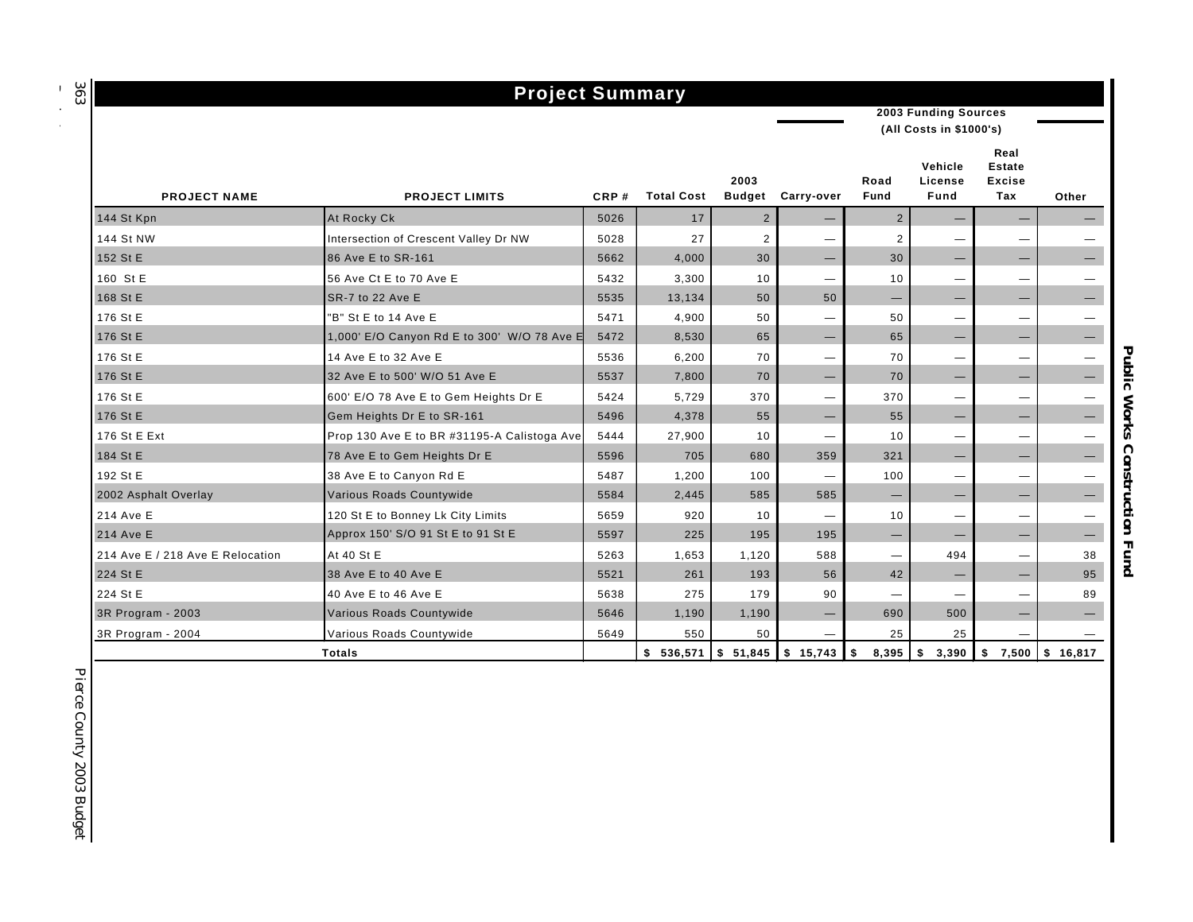## Project Summary

| PROJECT NAME | PROJECT LIMITS | CRP # | Total Cost | 2003 Budget | 2003 Funding Sources (All Costs in $1000's) Carry-over | Road Fund | Vehicle License Fund | Real Estate Excise Tax | Other |
|---|---|---|---|---|---|---|---|---|---|
| 144 St Kpn | At Rocky Ck | 5026 | 17 | 2 | — | 2 | — | — | — |
| 144 St NW | Intersection of Crescent Valley Dr NW | 5028 | 27 | 2 | — | 2 | — | — | — |
| 152 St E | 86 Ave E to SR-161 | 5662 | 4,000 | 30 | — | 30 | — | — | — |
| 160 St E | 56 Ave Ct E to 70 Ave E | 5432 | 3,300 | 10 | — | 10 | — | — | — |
| 168 St E | SR-7 to 22 Ave E | 5535 | 13,134 | 50 | 50 | — | — | — | — |
| 176 St E | "B" St E to 14 Ave E | 5471 | 4,900 | 50 | — | 50 | — | — | — |
| 176 St E | 1,000' E/O Canyon Rd E to 300' W/O 78 Ave E | 5472 | 8,530 | 65 | — | 65 | — | — | — |
| 176 St E | 14 Ave E to 32 Ave E | 5536 | 6,200 | 70 | — | 70 | — | — | — |
| 176 St E | 32 Ave E to 500' W/O 51 Ave E | 5537 | 7,800 | 70 | — | 70 | — | — | — |
| 176 St E | 600' E/O 78 Ave E to Gem Heights Dr E | 5424 | 5,729 | 370 | — | 370 | — | — | — |
| 176 St E | Gem Heights Dr E to SR-161 | 5496 | 4,378 | 55 | — | 55 | — | — | — |
| 176 St E Ext | Prop 130 Ave E to BR #31195-A Calistoga Ave | 5444 | 27,900 | 10 | — | 10 | — | — | — |
| 184 St E | 78 Ave E to Gem Heights Dr E | 5596 | 705 | 680 | 359 | 321 | — | — | — |
| 192 St E | 38 Ave E to Canyon Rd E | 5487 | 1,200 | 100 | — | 100 | — | — | — |
| 2002 Asphalt Overlay | Various Roads Countywide | 5584 | 2,445 | 585 | 585 | — | — | — | — |
| 214 Ave E | 120 St E to Bonney Lk City Limits | 5659 | 920 | 10 | — | 10 | — | — | — |
| 214 Ave E | Approx 150' S/O 91 St E to 91 St E | 5597 | 225 | 195 | 195 | — | — | — | — |
| 214 Ave E / 218 Ave E Relocation | At 40 St E | 5263 | 1,653 | 1,120 | 588 | — | 494 | — | 38 |
| 224 St E | 38 Ave E to 40 Ave E | 5521 | 261 | 193 | 56 | 42 | — | — | 95 |
| 224 St E | 40 Ave E to 46 Ave E | 5638 | 275 | 179 | 90 | — | — | — | 89 |
| 3R Program - 2003 | Various Roads Countywide | 5646 | 1,190 | 1,190 | — | 690 | 500 | — | — |
| 3R Program - 2004 | Various Roads Countywide | 5649 | 550 | 50 | — | 25 | 25 | — | — |
| **Totals** | | | **$ 536,571** | **$ 51,845** | **$ 15,743** | **$ 8,395** | **$ 3,390** | **$ 7,500** | **$ 16,817** |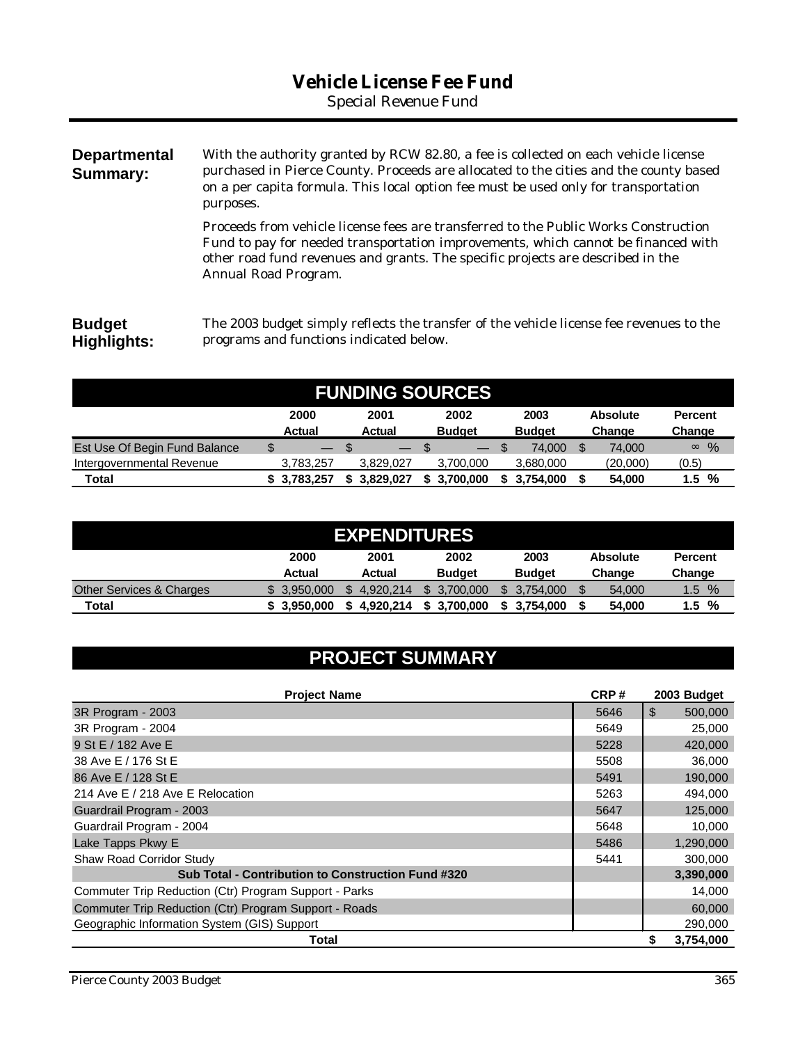# Vehicle License Fee Fund

Special Revenue Fund

**Departmental Summary:**

With the authority granted by RCW 82.80, a fee is collected on each vehicle license purchased in Pierce County. Proceeds are allocated to the cities and the county based on a per capita formula. This local option fee must be used only for transportation purposes.

Proceeds from vehicle license fees are transferred to the Public Works Construction Fund to pay for needed transportation improvements, which cannot be financed with other road fund revenues and grants. The specific projects are described in the Annual Road Program.

**Budget Highlights:**

The 2003 budget simply reflects the transfer of the vehicle license fee revenues to the programs and functions indicated below.

## FUNDING SOURCES

| | 2000 Actual | 2001 Actual | 2002 Budget | 2003 Budget | Absolute Change | Percent Change |
|---|---|---|---|---|---|---|
| Est Use Of Begin Fund Balance | $ — | $ — | $ — | $ 74,000 | $ 74,000 | ∞ % |
| Intergovernmental Revenue | 3,783,257 | 3,829,027 | 3,700,000 | 3,680,000 | (20,000) | (0.5) |
| **Total** | **$ 3,783,257** | **$ 3,829,027** | **$ 3,700,000** | **$ 3,754,000** | **$ 54,000** | **1.5 %** |

## EXPENDITURES

| | 2000 Actual | 2001 Actual | 2002 Budget | 2003 Budget | Absolute Change | Percent Change |
|---|---|---|---|---|---|---|
| Other Services & Charges | $ 3,950,000 | $ 4,920,214 | $ 3,700,000 | $ 3,754,000 | $ 54,000 | 1.5 % |
| **Total** | **$ 3,950,000** | **$ 4,920,214** | **$ 3,700,000** | **$ 3,754,000** | **$ 54,000** | **1.5 %** |

## PROJECT SUMMARY

| Project Name | CRP # | 2003 Budget |
|---|---|---|
| 3R Program - 2003 | 5646 | $ 500,000 |
| 3R Program - 2004 | 5649 | 25,000 |
| 9 St E / 182 Ave E | 5228 | 420,000 |
| 38 Ave E / 176 St E | 5508 | 36,000 |
| 86 Ave E / 128 St E | 5491 | 190,000 |
| 214 Ave E / 218 Ave E Relocation | 5263 | 494,000 |
| Guardrail Program - 2003 | 5647 | 125,000 |
| Guardrail Program - 2004 | 5648 | 10,000 |
| Lake Tapps Pkwy E | 5486 | 1,290,000 |
| Shaw Road Corridor Study | 5441 | 300,000 |
| **Sub Total - Contribution to Construction Fund #320** | | **3,390,000** |
| Commuter Trip Reduction (Ctr) Program Support - Parks | | 14,000 |
| Commuter Trip Reduction (Ctr) Program Support - Roads | | 60,000 |
| Geographic Information System (GIS) Support | | 290,000 |
| **Total** | | **$ 3,754,000** |